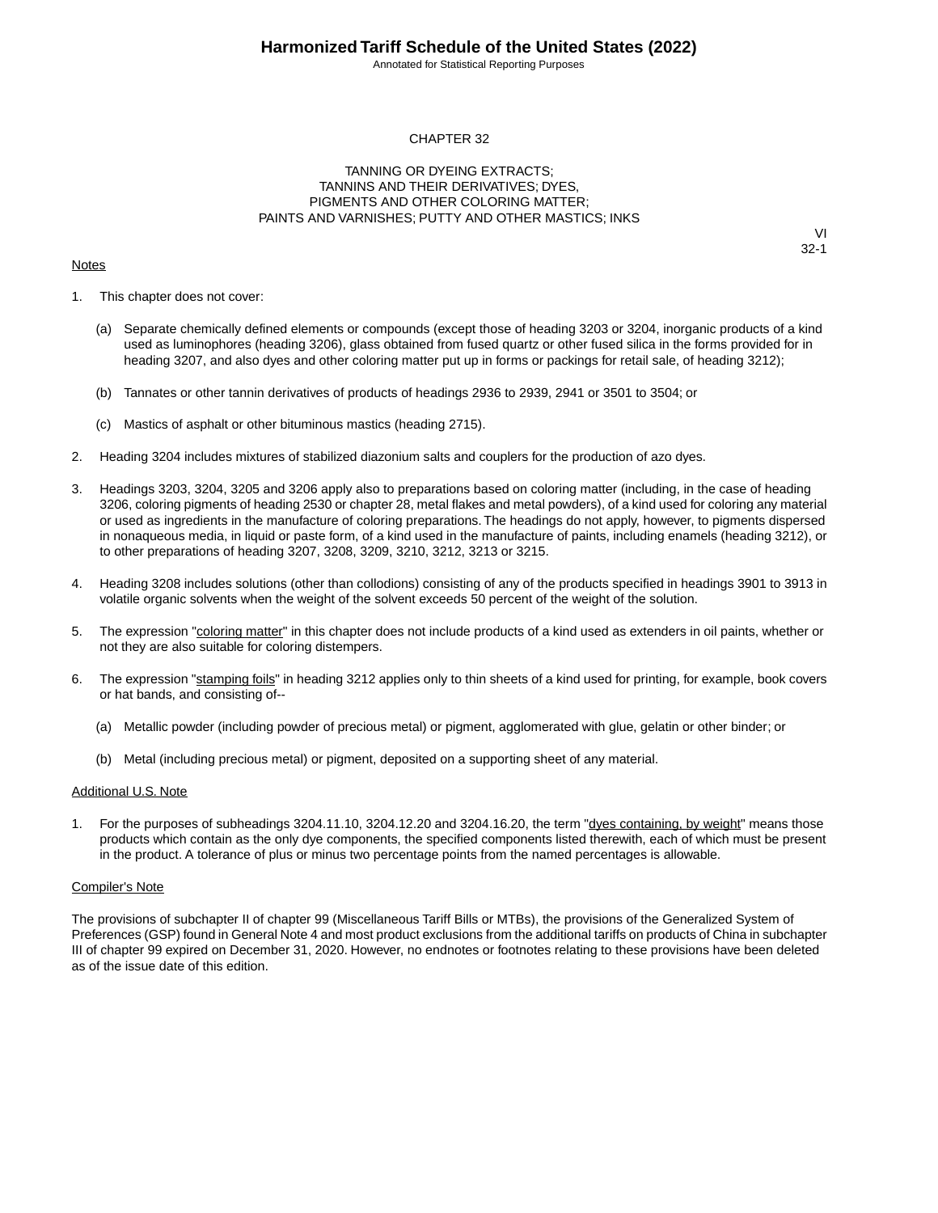# CHAPTER 32

## TANNING OR DYEING EXTRACTS; TANNINS AND THEIR DERIVATIVES; DYES, PIGMENTS AND OTHER COLORING MATTER; PAINTS AND VARNISHES; PUTTY AND OTHER MASTICS; INKS

VI
32-1

Notes

1. This chapter does not cover:

   (a) Separate chemically defined elements or compounds (except those of heading 3203 or 3204, inorganic products of a kind used as luminophores (heading 3206), glass obtained from fused quartz or other fused silica in the forms provided for in heading 3207, and also dyes and other coloring matter put up in forms or packings for retail sale, of heading 3212);

   (b) Tannates or other tannin derivatives of products of headings 2936 to 2939, 2941 or 3501 to 3504; or

   (c) Mastics of asphalt or other bituminous mastics (heading 2715).

2. Heading 3204 includes mixtures of stabilized diazonium salts and couplers for the production of azo dyes.

3. Headings 3203, 3204, 3205 and 3206 apply also to preparations based on coloring matter (including, in the case of heading 3206, coloring pigments of heading 2530 or chapter 28, metal flakes and metal powders), of a kind used for coloring any material or used as ingredients in the manufacture of coloring preparations. The headings do not apply, however, to pigments dispersed in nonaqueous media, in liquid or paste form, of a kind used in the manufacture of paints, including enamels (heading 3212), or to other preparations of heading 3207, 3208, 3209, 3210, 3212, 3213 or 3215.

4. Heading 3208 includes solutions (other than collodions) consisting of any of the products specified in headings 3901 to 3913 in volatile organic solvents when the weight of the solvent exceeds 50 percent of the weight of the solution.

5. The expression "coloring matter" in this chapter does not include products of a kind used as extenders in oil paints, whether or not they are also suitable for coloring distempers.

6. The expression "stamping foils" in heading 3212 applies only to thin sheets of a kind used for printing, for example, book covers or hat bands, and consisting of--

   (a) Metallic powder (including powder of precious metal) or pigment, agglomerated with glue, gelatin or other binder; or

   (b) Metal (including precious metal) or pigment, deposited on a supporting sheet of any material.

Additional U.S. Note

1. For the purposes of subheadings 3204.11.10, 3204.12.20 and 3204.16.20, the term "dyes containing, by weight" means those products which contain as the only dye components, the specified components listed therewith, each of which must be present in the product. A tolerance of plus or minus two percentage points from the named percentages is allowable.

Compiler's Note

The provisions of subchapter II of chapter 99 (Miscellaneous Tariff Bills or MTBs), the provisions of the Generalized System of Preferences (GSP) found in General Note 4 and most product exclusions from the additional tariffs on products of China in subchapter III of chapter 99 expired on December 31, 2020. However, no endnotes or footnotes relating to these provisions have been deleted as of the issue date of this edition.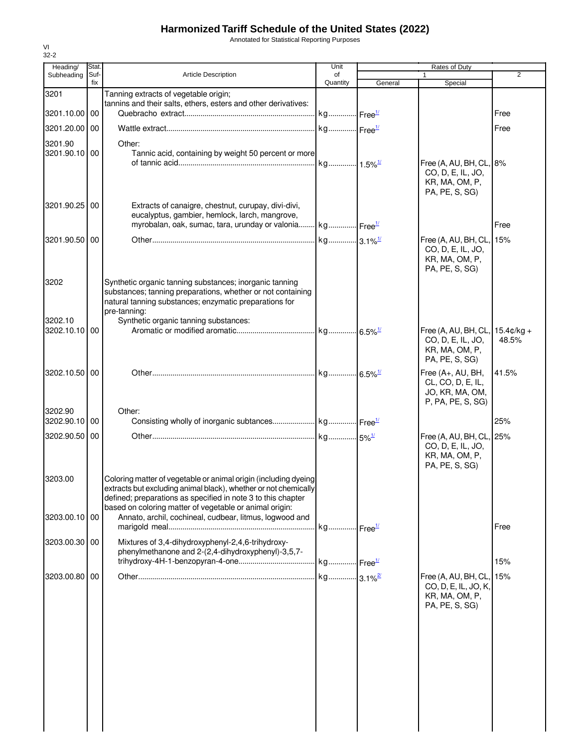# Harmonized Tariff Schedule of the United States (2022)

Annotated for Statistical Reporting Purposes

VI
32-2

| Heading/ Subheading | Stat. Suf- fix | Article Description | Unit of Quantity | Rates of Duty 1 General | Special | 2 |
|---|---|---|---|---|---|---|
| 3201 | | Tanning extracts of vegetable origin; tannins and their salts, ethers, esters and other derivatives: | | | | |
| 3201.10.00 | 00 | Quebracho extract | kg | Free[1/] | | Free |
| 3201.20.00 | 00 | Wattle extract | kg | Free[1/] | | Free |
| 3201.90 | | Other: | | | | |
| 3201.90.10 | 00 | Tannic acid, containing by weight 50 percent or more of tannic acid | kg | 1.5%[1/] | Free (A, AU, BH, CL, CO, D, E, IL, JO, KR, MA, OM, P, PA, PE, S, SG) | 8% |
| 3201.90.25 | 00 | Extracts of canaigre, chestnut, curupay, divi-divi, eucalyptus, gambier, hemlock, larch, mangrove, myrobalan, oak, sumac, tara, urunday or valonia | kg | Free[1/] | | Free |
| 3201.90.50 | 00 | Other | kg | 3.1%[1/] | Free (A, AU, BH, CL, CO, D, E, IL, JO, KR, MA, OM, P, PA, PE, S, SG) | 15% |
| 3202 | | Synthetic organic tanning substances; inorganic tanning substances; tanning preparations, whether or not containing natural tanning substances; enzymatic preparations for pre-tanning: | | | | |
| 3202.10 | | Synthetic organic tanning substances: | | | | |
| 3202.10.10 | 00 | Aromatic or modified aromatic | kg | 6.5%[1/] | Free (A, AU, BH, CL, CO, D, E, IL, JO, KR, MA, OM, P, PA, PE, S, SG) | 15.4¢/kg + 48.5% |
| 3202.10.50 | 00 | Other | kg | 6.5%[1/] | Free (A+, AU, BH, CL, CO, D, E, IL, JO, KR, MA, OM, P, PA, PE, S, SG) | 41.5% |
| 3202.90 | | Other: | | | | |
| 3202.90.10 | 00 | Consisting wholly of inorganic subtances | kg | Free[1/] | | 25% |
| 3202.90.50 | 00 | Other | kg | 5%[1/] | Free (A, AU, BH, CL, CO, D, E, IL, JO, KR, MA, OM, P, PA, PE, S, SG) | 25% |
| 3203.00 | | Coloring matter of vegetable or animal origin (including dyeing extracts but excluding animal black), whether or not chemically defined; preparations as specified in note 3 to this chapter based on coloring matter of vegetable or animal origin: | | | | |
| 3203.00.10 | 00 | Annato, archil, cochineal, cudbear, litmus, logwood and marigold meal | kg | Free[1/] | | Free |
| 3203.00.30 | 00 | Mixtures of 3,4-dihydroxyphenyl-2,4,6-trihydroxy-phenylmethanone and 2-(2,4-dihydroxyphenyl)-3,5,7-trihydroxy-4H-1-benzopyran-4-one | kg | Free[1/] | | 15% |
| 3203.00.80 | 00 | Other | kg | 3.1%[2/] | Free (A, AU, BH, CL, CO, D, E, IL, JO, K, KR, MA, OM, P, PA, PE, S, SG) | 15% |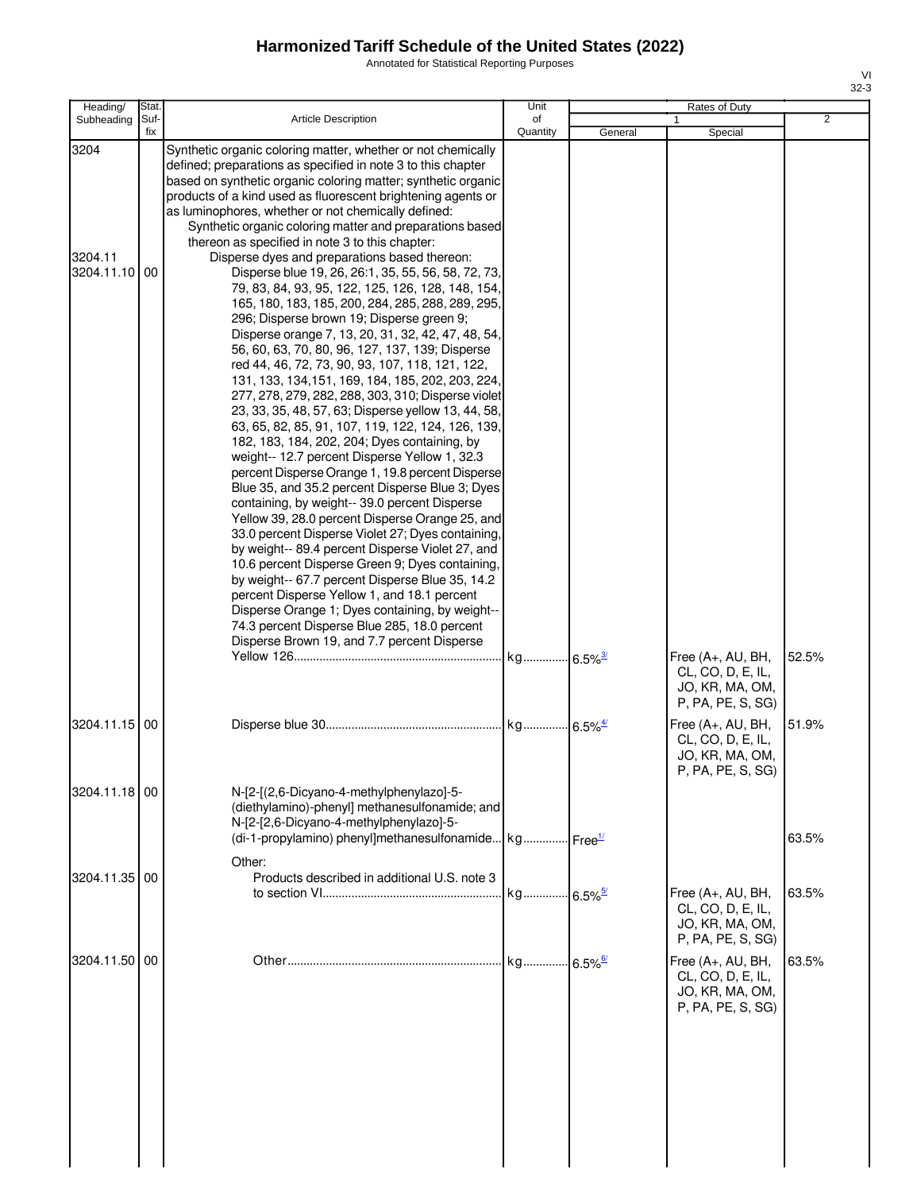# Harmonized Tariff Schedule of the United States (2022)

Annotated for Statistical Reporting Purposes

| Heading/ Subheading | Stat. Suf- fix | Article Description | Unit of Quantity | Rates of Duty 1 General | Special | 2 |
|---|---|---|---|---|---|---|
| 3204 | | Synthetic organic coloring matter, whether or not chemically defined; preparations as specified in note 3 to this chapter based on synthetic organic coloring matter; synthetic organic products of a kind used as fluorescent brightening agents or as luminophores, whether or not chemically defined: | | | | |
| | | Synthetic organic coloring matter and preparations based thereon as specified in note 3 to this chapter: | | | | |
| 3204.11 | | Disperse dyes and preparations based thereon: | | | | |
| 3204.11.10 | 00 | Disperse blue 19, 26, 26:1, 35, 55, 56, 58, 72, 73, 79, 83, 84, 93, 95, 122, 125, 126, 128, 148, 154, 165, 180, 183, 185, 200, 284, 285, 288, 289, 295, 296; Disperse brown 19; Disperse green 9; Disperse orange 7, 13, 20, 31, 32, 42, 47, 48, 54, 56, 60, 63, 70, 80, 96, 127, 137, 139; Disperse red 44, 46, 72, 73, 90, 93, 107, 118, 121, 122, 131, 133, 134,151, 169, 184, 185, 202, 203, 224, 277, 278, 279, 282, 288, 303, 310; Disperse violet 23, 33, 35, 48, 57, 63; Disperse yellow 13, 44, 58, 63, 65, 82, 85, 91, 107, 119, 122, 124, 126, 139, 182, 183, 184, 202, 204; Dyes containing, by weight-- 12.7 percent Disperse Yellow 1, 32.3 percent Disperse Orange 1, 19.8 percent Disperse Blue 35, and 35.2 percent Disperse Blue 3; Dyes containing, by weight-- 39.0 percent Disperse Yellow 39, 28.0 percent Disperse Orange 25, and 33.0 percent Disperse Violet 27; Dyes containing, by weight-- 89.4 percent Disperse Violet 27, and 10.6 percent Disperse Green 9; Dyes containing, by weight-- 67.7 percent Disperse Blue 35, 14.2 percent Disperse Yellow 1, and 18.1 percent Disperse Orange 1; Dyes containing, by weight-- 74.3 percent Disperse Blue 285, 18.0 percent Disperse Brown 19, and 7.7 percent Disperse Yellow 126 | kg | 6.5%[3/] | Free (A+, AU, BH, CL, CO, D, E, IL, JO, KR, MA, OM, P, PA, PE, S, SG) | 52.5% |
| 3204.11.15 | 00 | Disperse blue 30 | kg | 6.5%[4/] | Free (A+, AU, BH, CL, CO, D, E, IL, JO, KR, MA, OM, P, PA, PE, S, SG) | 51.9% |
| 3204.11.18 | 00 | N-[2-[(2,6-Dicyano-4-methylphenylazo]-5-(diethylamino)-phenyl] methanesulfonamide; and N-[2-[2,6-Dicyano-4-methylphenylazo]-5-(di-1-propylamino) phenyl]methanesulfonamide | kg | Free[1/] | | 63.5% |
| | | Other: | | | | |
| 3204.11.35 | 00 | Products described in additional U.S. note 3 to section VI | kg | 6.5%[5/] | Free (A+, AU, BH, CL, CO, D, E, IL, JO, KR, MA, OM, P, PA, PE, S, SG) | 63.5% |
| 3204.11.50 | 00 | Other | kg | 6.5%[6/] | Free (A+, AU, BH, CL, CO, D, E, IL, JO, KR, MA, OM, P, PA, PE, S, SG) | 63.5% |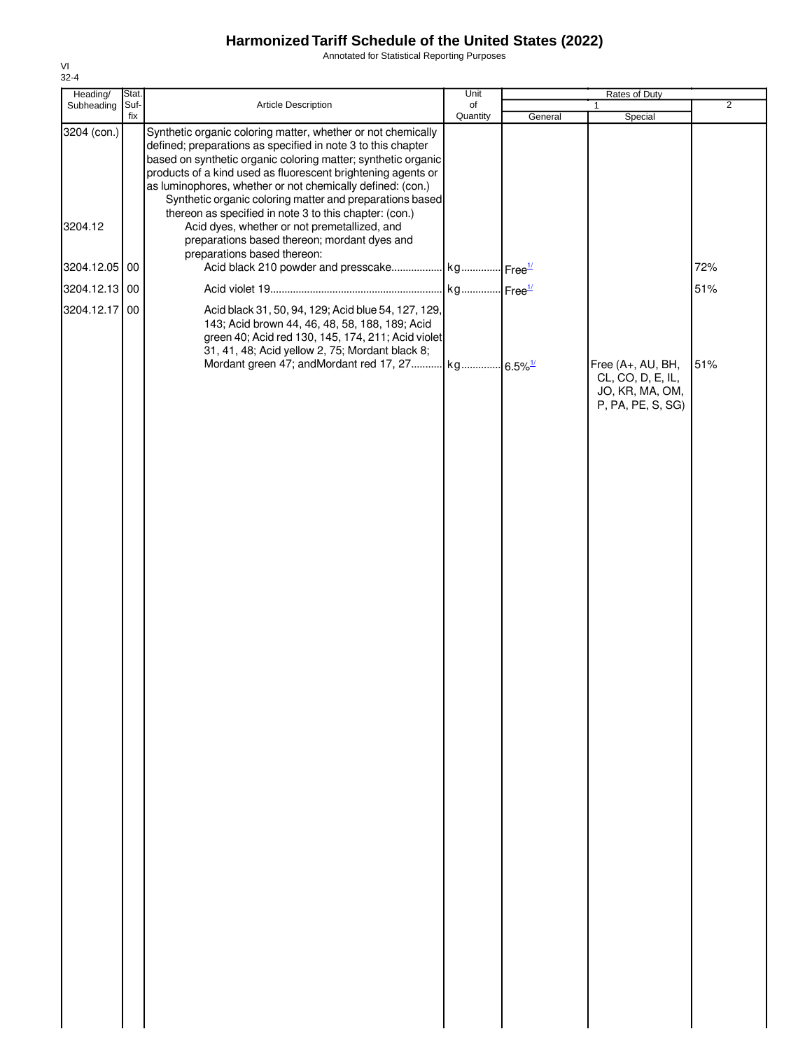# Harmonized Tariff Schedule of the United States (2022)

Annotated for Statistical Reporting Purposes

VI
32-4

| Heading/ Subheading | Stat. Suf- fix | Article Description | Unit of Quantity | Rates of Duty 1 General | Special | 2 |
|---|---|---|---|---|---|---|
| 3204 (con.) | | Synthetic organic coloring matter, whether or not chemically defined; preparations as specified in note 3 to this chapter based on synthetic organic coloring matter; synthetic organic products of a kind used as fluorescent brightening agents or as luminophores, whether or not chemically defined: (con.) | | | | |
| | | Synthetic organic coloring matter and preparations based thereon as specified in note 3 to this chapter: (con.) | | | | |
| 3204.12 | | Acid dyes, whether or not premetallized, and preparations based thereon; mordant dyes and preparations based thereon: | | | | |
| 3204.12.05 | 00 | Acid black 210 powder and presscake | kg | Free[1/] | | 72% |
| 3204.12.13 | 00 | Acid violet 19 | kg | Free[1/] | | 51% |
| 3204.12.17 | 00 | Acid black 31, 50, 94, 129; Acid blue 54, 127, 129, 143; Acid brown 44, 46, 48, 58, 188, 189; Acid green 40; Acid red 130, 145, 174, 211; Acid violet 31, 41, 48; Acid yellow 2, 75; Mordant black 8; Mordant green 47; andMordant red 17, 27 | kg | 6.5%[1/] | Free (A+, AU, BH, CL, CO, D, E, IL, JO, KR, MA, OM, P, PA, PE, S, SG) | 51% |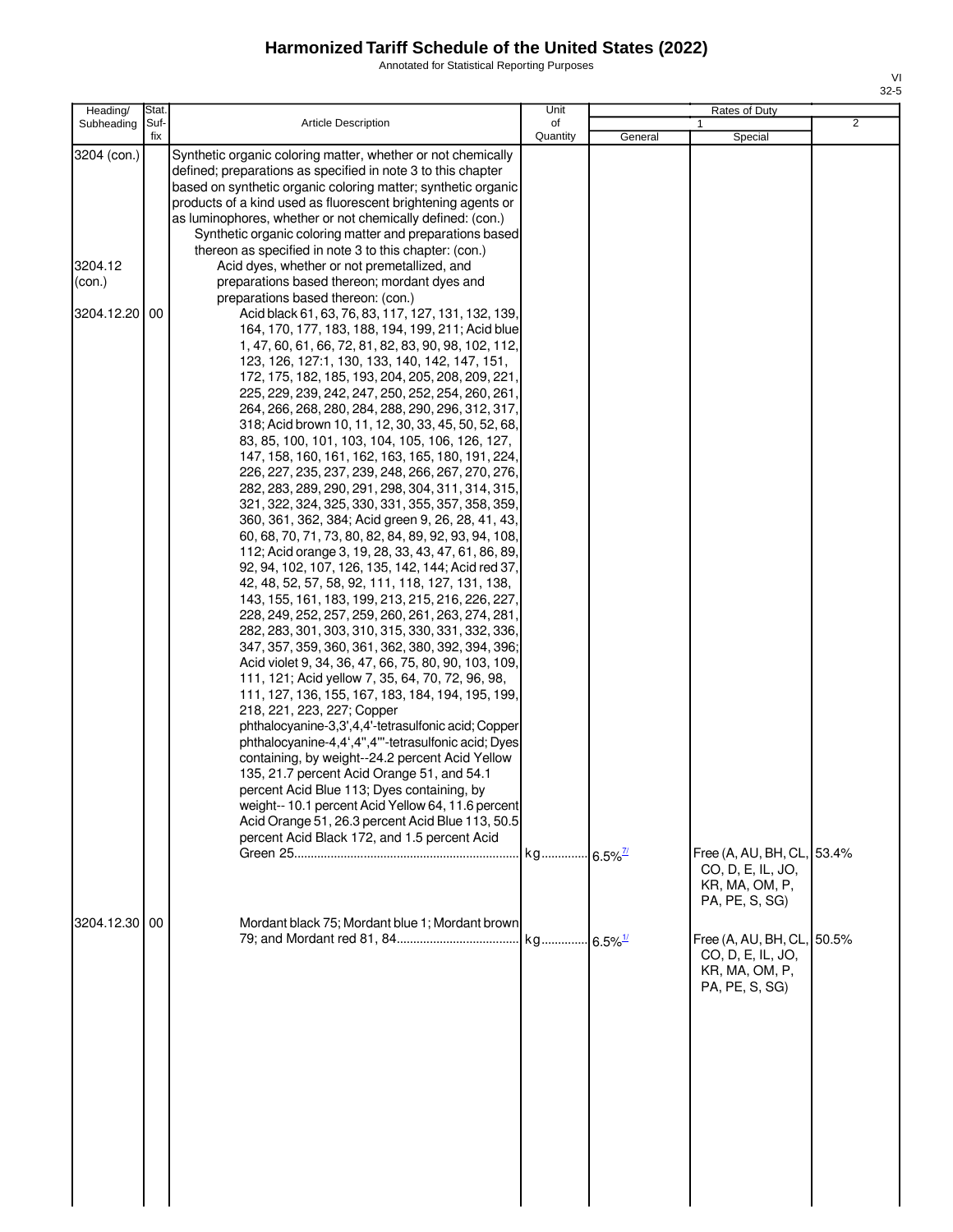# Harmonized Tariff Schedule of the United States (2022)

Annotated for Statistical Reporting Purposes

VI
32-5

| Heading/ Subheading | Stat. Suf- fix | Article Description | Unit of Quantity | Rates of Duty 1 General | Special | 2 |
|---|---|---|---|---|---|---|
| 3204 (con.) | | Synthetic organic coloring matter, whether or not chemically defined; preparations as specified in note 3 to this chapter based on synthetic organic coloring matter; synthetic organic products of a kind used as fluorescent brightening agents or as luminophores, whether or not chemically defined: (con.) | | | | |
| | | Synthetic organic coloring matter and preparations based thereon as specified in note 3 to this chapter: (con.) | | | | |
| 3204.12 (con.) | | Acid dyes, whether or not premetallized, and preparations based thereon; mordant dyes and preparations based thereon: (con.) | | | | |
| 3204.12.20 | 00 | Acid black 61, 63, 76, 83, 117, 127, 131, 132, 139, 164, 170, 177, 183, 188, 194, 199, 211; Acid blue 1, 47, 60, 61, 66, 72, 81, 82, 83, 90, 98, 102, 112, 123, 126, 127:1, 130, 133, 140, 142, 147, 151, 172, 175, 182, 185, 193, 204, 205, 208, 209, 221, 225, 229, 239, 242, 247, 250, 252, 254, 260, 261, 264, 266, 268, 280, 284, 288, 290, 296, 312, 317, 318; Acid brown 10, 11, 12, 30, 33, 45, 50, 52, 68, 83, 85, 100, 101, 103, 104, 105, 106, 126, 127, 147, 158, 160, 161, 162, 163, 165, 180, 191, 224, 226, 227, 235, 237, 239, 248, 266, 267, 270, 276, 282, 283, 289, 290, 291, 298, 304, 311, 314, 315, 321, 322, 324, 325, 330, 331, 355, 357, 358, 359, 360, 361, 362, 384; Acid green 9, 26, 28, 41, 43, 60, 68, 70, 71, 73, 80, 82, 84, 89, 92, 93, 94, 108, 112; Acid orange 3, 19, 28, 33, 43, 47, 61, 86, 89, 92, 94, 102, 107, 126, 135, 142, 144; Acid red 37, 42, 48, 52, 57, 58, 92, 111, 118, 127, 131, 138, 143, 155, 161, 183, 199, 213, 215, 216, 226, 227, 228, 249, 252, 257, 259, 260, 261, 263, 274, 281, 282, 283, 301, 303, 310, 315, 330, 331, 332, 336, 347, 357, 359, 360, 361, 362, 380, 392, 394, 396; Acid violet 9, 34, 36, 47, 66, 75, 80, 90, 103, 109, 111, 121; Acid yellow 7, 35, 64, 70, 72, 96, 98, 111, 127, 136, 155, 167, 183, 184, 194, 195, 199, 218, 221, 223, 227; Copper phthalocyanine-3,3',4,4'-tetrasulfonic acid; Copper phthalocyanine-4,4',4'',4'''-tetrasulfonic acid; Dyes containing, by weight--24.2 percent Acid Yellow 135, 21.7 percent Acid Orange 51, and 54.1 percent Acid Blue 113; Dyes containing, by weight-- 10.1 percent Acid Yellow 64, 11.6 percent Acid Orange 51, 26.3 percent Acid Blue 113, 50.5 percent Acid Black 172, and 1.5 percent Acid Green 25 | kg | 6.5% [7/] | Free (A, AU, BH, CL, CO, D, E, IL, JO, KR, MA, OM, P, PA, PE, S, SG) | 53.4% |
| 3204.12.30 | 00 | Mordant black 75; Mordant blue 1; Mordant brown 79; and Mordant red 81, 84 | kg | 6.5% [1/] | Free (A, AU, BH, CL, CO, D, E, IL, JO, KR, MA, OM, P, PA, PE, S, SG) | 50.5% |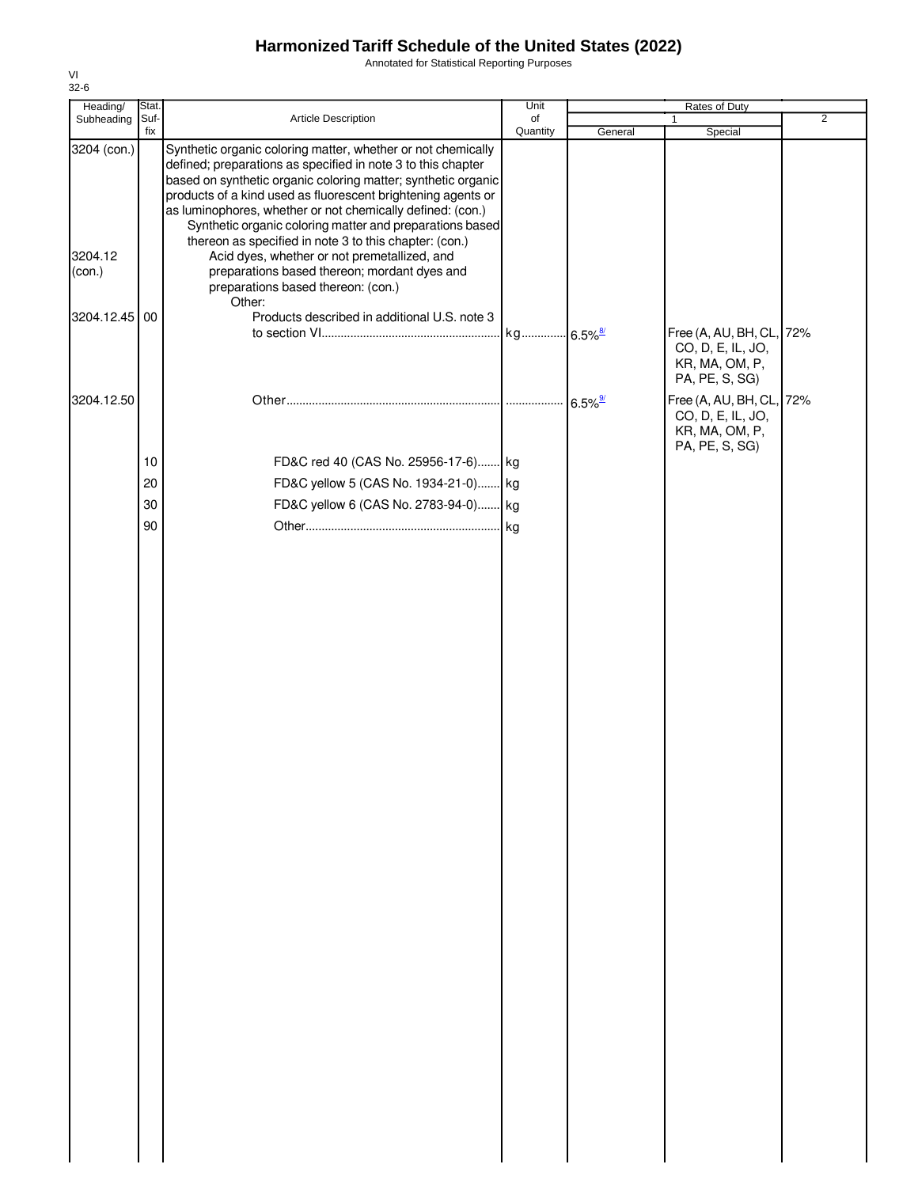# Harmonized Tariff Schedule of the United States (2022)

Annotated for Statistical Reporting Purposes

VI
32-6

| Heading/ Subheading | Stat. Suf-fix | Article Description | Unit of Quantity | Rates of Duty 1 General | Special | 2 |
|---|---|---|---|---|---|---|
| 3204 (con.) | | Synthetic organic coloring matter, whether or not chemically defined; preparations as specified in note 3 to this chapter based on synthetic organic coloring matter; synthetic organic products of a kind used as fluorescent brightening agents or as luminophores, whether or not chemically defined: (con.) | | | | |
| | | Synthetic organic coloring matter and preparations based thereon as specified in note 3 to this chapter: (con.) | | | | |
| 3204.12 (con.) | | Acid dyes, whether or not premetallized, and preparations based thereon; mordant dyes and preparations based thereon: (con.) | | | | |
| | | Other: | | | | |
| 3204.12.45 | 00 | Products described in additional U.S. note 3 to section VI | kg | 6.5%[8/] | Free (A, AU, BH, CL, CO, D, E, IL, JO, KR, MA, OM, P, PA, PE, S, SG) | 72% |
| 3204.12.50 | | Other | | 6.5%[9/] | Free (A, AU, BH, CL, CO, D, E, IL, JO, KR, MA, OM, P, PA, PE, S, SG) | 72% |
| | 10 | FD&C red 40 (CAS No. 25956-17-6) | kg | | | |
| | 20 | FD&C yellow 5 (CAS No. 1934-21-0) | kg | | | |
| | 30 | FD&C yellow 6 (CAS No. 2783-94-0) | kg | | | |
| | 90 | Other | kg | | | |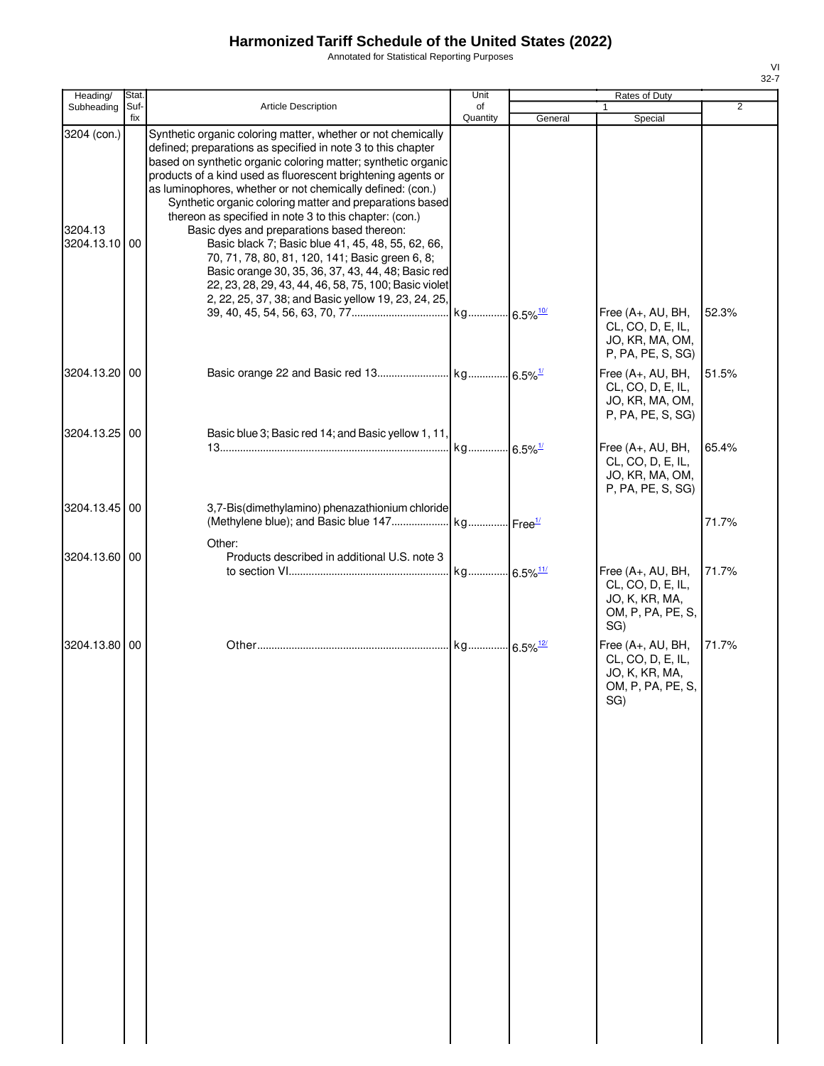# Harmonized Tariff Schedule of the United States (2022)

Annotated for Statistical Reporting Purposes

| Heading/ Subheading | Stat. Suf- fix | Article Description | Unit of Quantity | Rates of Duty 1 General | Special | 2 |
|---|---|---|---|---|---|---|
| 3204 (con.) | | Synthetic organic coloring matter, whether or not chemically defined; preparations as specified in note 3 to this chapter based on synthetic organic coloring matter; synthetic organic products of a kind used as fluorescent brightening agents or as luminophores, whether or not chemically defined: (con.) | | | | |
| | | Synthetic organic coloring matter and preparations based thereon as specified in note 3 to this chapter: (con.) | | | | |
| 3204.13 | | Basic dyes and preparations based thereon: | | | | |
| 3204.13.10 | 00 | Basic black 7; Basic blue 41, 45, 48, 55, 62, 66, 70, 71, 78, 80, 81, 120, 141; Basic green 6, 8; Basic orange 30, 35, 36, 37, 43, 44, 48; Basic red 22, 23, 28, 29, 43, 44, 46, 58, 75, 100; Basic violet 2, 22, 25, 37, 38; and Basic yellow 19, 23, 24, 25, 39, 40, 45, 54, 56, 63, 70, 77 | kg | 6.5%[10/] | Free (A+, AU, BH, CL, CO, D, E, IL, JO, KR, MA, OM, P, PA, PE, S, SG) | 52.3% |
| 3204.13.20 | 00 | Basic orange 22 and Basic red 13 | kg | 6.5%[1/] | Free (A+, AU, BH, CL, CO, D, E, IL, JO, KR, MA, OM, P, PA, PE, S, SG) | 51.5% |
| 3204.13.25 | 00 | Basic blue 3; Basic red 14; and Basic yellow 1, 11, 13 | kg | 6.5%[1/] | Free (A+, AU, BH, CL, CO, D, E, IL, JO, KR, MA, OM, P, PA, PE, S, SG) | 65.4% |
| 3204.13.45 | 00 | 3,7-Bis(dimethylamino) phenazathionium chloride (Methylene blue); and Basic blue 147 | kg | Free[1/] | | 71.7% |
| | | Other: | | | | |
| 3204.13.60 | 00 | Products described in additional U.S. note 3 to section VI | kg | 6.5%[11/] | Free (A+, AU, BH, CL, CO, D, E, IL, JO, K, KR, MA, OM, P, PA, PE, S, SG) | 71.7% |
| 3204.13.80 | 00 | Other | kg | 6.5%[12/] | Free (A+, AU, BH, CL, CO, D, E, IL, JO, K, KR, MA, OM, P, PA, PE, S, SG) | 71.7% |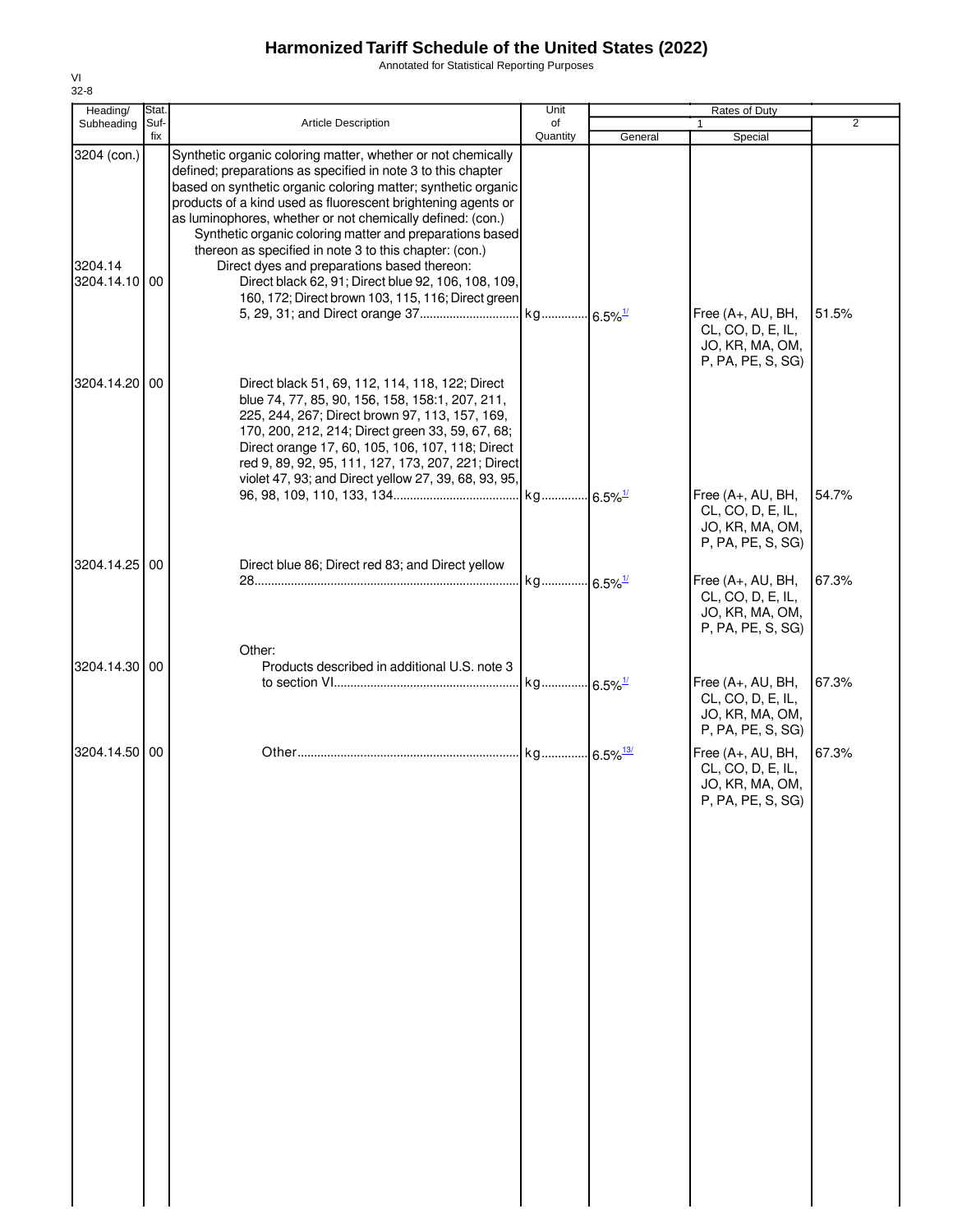# Harmonized Tariff Schedule of the United States (2022)

Annotated for Statistical Reporting Purposes

VI
32-8

| Heading/ Subheading | Stat. Suf- fix | Article Description | Unit of Quantity | Rates of Duty 1 General | Special | 2 |
|---|---|---|---|---|---|---|
| 3204 (con.) | | Synthetic organic coloring matter, whether or not chemically defined; preparations as specified in note 3 to this chapter based on synthetic organic coloring matter; synthetic organic products of a kind used as fluorescent brightening agents or as luminophores, whether or not chemically defined: (con.) | | | | |
| | | Synthetic organic coloring matter and preparations based thereon as specified in note 3 to this chapter: (con.) | | | | |
| 3204.14 | | Direct dyes and preparations based thereon: | | | | |
| 3204.14.10 | 00 | Direct black 62, 91; Direct blue 92, 106, 108, 109, 160, 172; Direct brown 103, 115, 116; Direct green 5, 29, 31; and Direct orange 37 | kg | 6.5%[1/] | Free (A+, AU, BH, CL, CO, D, E, IL, JO, KR, MA, OM, P, PA, PE, S, SG) | 51.5% |
| 3204.14.20 | 00 | Direct black 51, 69, 112, 114, 118, 122; Direct blue 74, 77, 85, 90, 156, 158, 158:1, 207, 211, 225, 244, 267; Direct brown 97, 113, 157, 169, 170, 200, 212, 214; Direct green 33, 59, 67, 68; Direct orange 17, 60, 105, 106, 107, 118; Direct red 9, 89, 92, 95, 111, 127, 173, 207, 221; Direct violet 47, 93; and Direct yellow 27, 39, 68, 93, 95, 96, 98, 109, 110, 133, 134 | kg | 6.5%[1/] | Free (A+, AU, BH, CL, CO, D, E, IL, JO, KR, MA, OM, P, PA, PE, S, SG) | 54.7% |
| 3204.14.25 | 00 | Direct blue 86; Direct red 83; and Direct yellow 28 | kg | 6.5%[1/] | Free (A+, AU, BH, CL, CO, D, E, IL, JO, KR, MA, OM, P, PA, PE, S, SG) | 67.3% |
| | | Other: | | | | |
| 3204.14.30 | 00 | Products described in additional U.S. note 3 to section VI | kg | 6.5%[1/] | Free (A+, AU, BH, CL, CO, D, E, IL, JO, KR, MA, OM, P, PA, PE, S, SG) | 67.3% |
| 3204.14.50 | 00 | Other | kg | 6.5%[13/] | Free (A+, AU, BH, CL, CO, D, E, IL, JO, KR, MA, OM, P, PA, PE, S, SG) | 67.3% |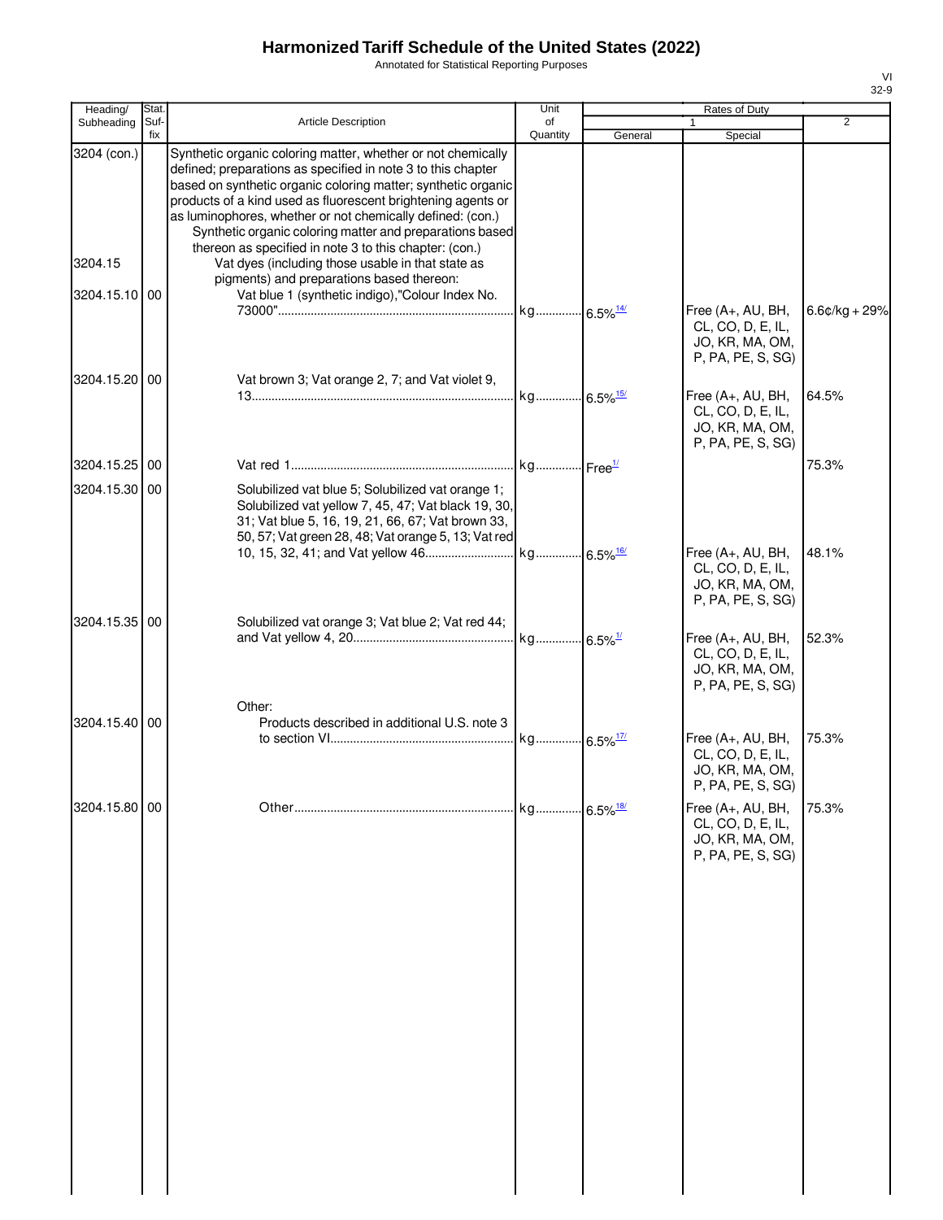# Harmonized Tariff Schedule of the United States (2022)

Annotated for Statistical Reporting Purposes

| Heading/ Subheading | Stat. Suf- fix | Article Description | Unit of Quantity | Rates of Duty 1 General | Special | 2 |
|---|---|---|---|---|---|---|
| 3204 (con.) | | Synthetic organic coloring matter, whether or not chemically defined; preparations as specified in note 3 to this chapter based on synthetic organic coloring matter; synthetic organic products of a kind used as fluorescent brightening agents or as luminophores, whether or not chemically defined: (con.) | | | | |
| | | Synthetic organic coloring matter and preparations based thereon as specified in note 3 to this chapter: (con.) | | | | |
| 3204.15 | | Vat dyes (including those usable in that state as pigments) and preparations based thereon: | | | | |
| 3204.15.10 | 00 | Vat blue 1 (synthetic indigo),"Colour Index No. 73000" | kg | 6.5%[14/] | Free (A+, AU, BH, CL, CO, D, E, IL, JO, KR, MA, OM, P, PA, PE, S, SG) | 6.6¢/kg + 29% |
| 3204.15.20 | 00 | Vat brown 3; Vat orange 2, 7; and Vat violet 9, 13 | kg | 6.5%[15/] | Free (A+, AU, BH, CL, CO, D, E, IL, JO, KR, MA, OM, P, PA, PE, S, SG) | 64.5% |
| 3204.15.25 | 00 | Vat red 1 | kg | Free[1/] | | 75.3% |
| 3204.15.30 | 00 | Solubilized vat blue 5; Solubilized vat orange 1; Solubilized vat yellow 7, 45, 47; Vat black 19, 30, 31; Vat blue 5, 16, 19, 21, 66, 67; Vat brown 33, 50, 57; Vat green 28, 48; Vat orange 5, 13; Vat red 10, 15, 32, 41; and Vat yellow 46 | kg | 6.5%[16/] | Free (A+, AU, BH, CL, CO, D, E, IL, JO, KR, MA, OM, P, PA, PE, S, SG) | 48.1% |
| 3204.15.35 | 00 | Solubilized vat orange 3; Vat blue 2; Vat red 44; and Vat yellow 4, 20 | kg | 6.5%[1/] | Free (A+, AU, BH, CL, CO, D, E, IL, JO, KR, MA, OM, P, PA, PE, S, SG) | 52.3% |
| | | Other: | | | | |
| 3204.15.40 | 00 | Products described in additional U.S. note 3 to section VI | kg | 6.5%[17/] | Free (A+, AU, BH, CL, CO, D, E, IL, JO, KR, MA, OM, P, PA, PE, S, SG) | 75.3% |
| 3204.15.80 | 00 | Other | kg | 6.5%[18/] | Free (A+, AU, BH, CL, CO, D, E, IL, JO, KR, MA, OM, P, PA, PE, S, SG) | 75.3% |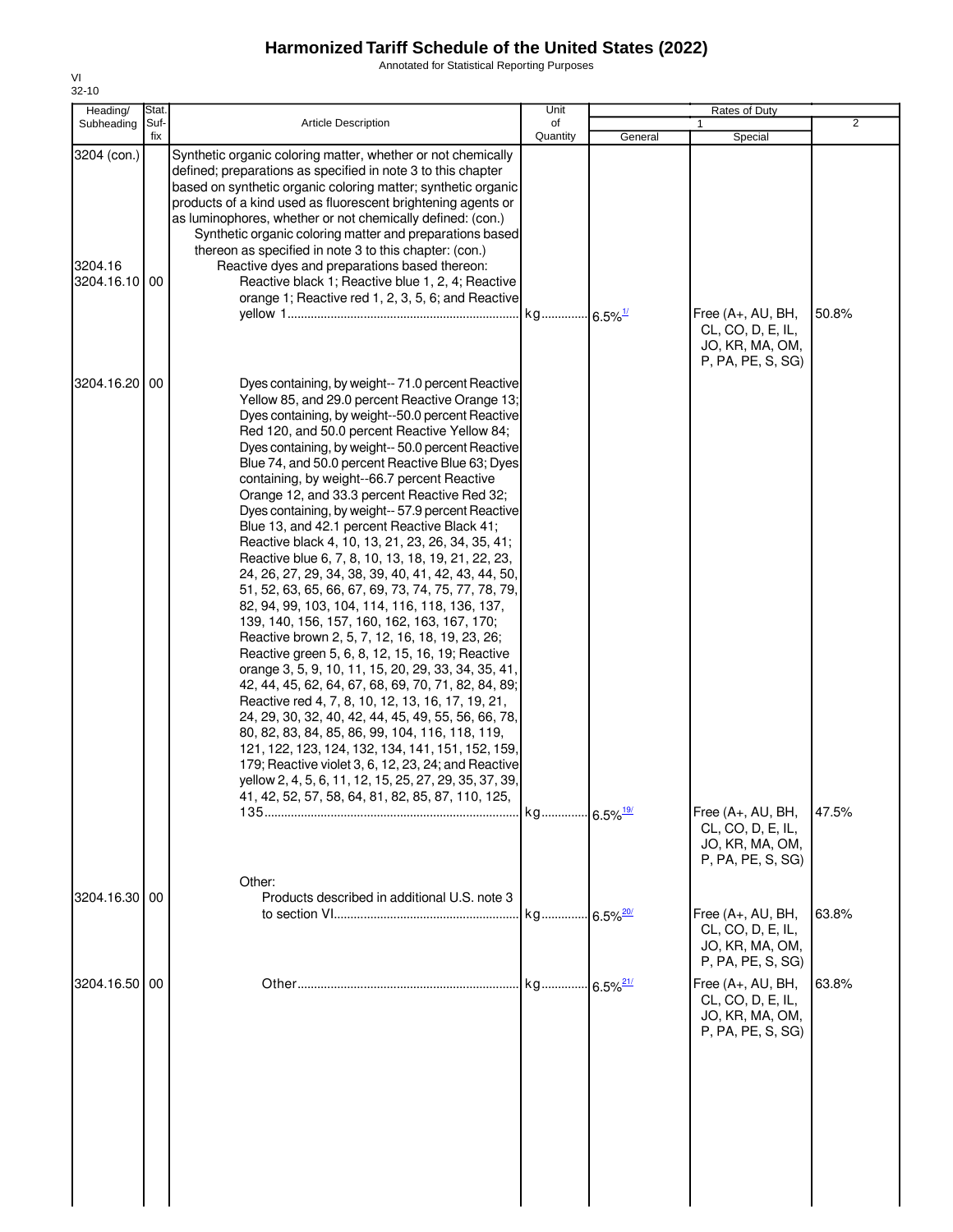# Harmonized Tariff Schedule of the United States (2022)

Annotated for Statistical Reporting Purposes

VI
32-10

| Heading/ Subheading | Stat. Suf- fix | Article Description | Unit of Quantity | Rates of Duty 1 General | Special | 2 |
|---|---|---|---|---|---|---|
| 3204 (con.) | | Synthetic organic coloring matter, whether or not chemically defined; preparations as specified in note 3 to this chapter based on synthetic organic coloring matter; synthetic organic products of a kind used as fluorescent brightening agents or as luminophores, whether or not chemically defined: (con.) | | | | |
| | | Synthetic organic coloring matter and preparations based thereon as specified in note 3 to this chapter: (con.) | | | | |
| 3204.16 | | Reactive dyes and preparations based thereon: | | | | |
| 3204.16.10 | 00 | Reactive black 1; Reactive blue 1, 2, 4; Reactive orange 1; Reactive red 1, 2, 3, 5, 6; and Reactive yellow 1 | kg | 6.5%[1/] | Free (A+, AU, BH, CL, CO, D, E, IL, JO, KR, MA, OM, P, PA, PE, S, SG) | 50.8% |
| 3204.16.20 | 00 | Dyes containing, by weight-- 71.0 percent Reactive Yellow 85, and 29.0 percent Reactive Orange 13; Dyes containing, by weight--50.0 percent Reactive Red 120, and 50.0 percent Reactive Yellow 84; Dyes containing, by weight-- 50.0 percent Reactive Blue 74, and 50.0 percent Reactive Blue 63; Dyes containing, by weight--66.7 percent Reactive Orange 12, and 33.3 percent Reactive Red 32; Dyes containing, by weight-- 57.9 percent Reactive Blue 13, and 42.1 percent Reactive Black 41; Reactive black 4, 10, 13, 21, 23, 26, 34, 35, 41; Reactive blue 6, 7, 8, 10, 13, 18, 19, 21, 22, 23, 24, 26, 27, 29, 34, 38, 39, 40, 41, 42, 43, 44, 50, 51, 52, 63, 65, 66, 67, 69, 73, 74, 75, 77, 78, 79, 82, 94, 99, 103, 104, 114, 116, 118, 136, 137, 139, 140, 156, 157, 160, 162, 163, 167, 170; Reactive brown 2, 5, 7, 12, 16, 18, 19, 23, 26; Reactive green 5, 6, 8, 12, 15, 16, 19; Reactive orange 3, 5, 9, 10, 11, 15, 20, 29, 33, 34, 35, 41, 42, 44, 45, 62, 64, 67, 68, 69, 70, 71, 82, 84, 89; Reactive red 4, 7, 8, 10, 12, 13, 16, 17, 19, 21, 24, 29, 30, 32, 40, 42, 44, 45, 49, 55, 56, 66, 78, 80, 82, 83, 84, 85, 86, 99, 104, 116, 118, 119, 121, 122, 123, 124, 132, 134, 141, 151, 152, 159, 179; Reactive violet 3, 6, 12, 23, 24; and Reactive yellow 2, 4, 5, 6, 11, 12, 15, 25, 27, 29, 35, 37, 39, 41, 42, 52, 57, 58, 64, 81, 82, 85, 87, 110, 125, 135 | kg | 6.5%[19/] | Free (A+, AU, BH, CL, CO, D, E, IL, JO, KR, MA, OM, P, PA, PE, S, SG) | 47.5% |
| | | Other: | | | | |
| 3204.16.30 | 00 | Products described in additional U.S. note 3 to section VI | kg | 6.5%[20/] | Free (A+, AU, BH, CL, CO, D, E, IL, JO, KR, MA, OM, P, PA, PE, S, SG) | 63.8% |
| 3204.16.50 | 00 | Other | kg | 6.5%[21/] | Free (A+, AU, BH, CL, CO, D, E, IL, JO, KR, MA, OM, P, PA, PE, S, SG) | 63.8% |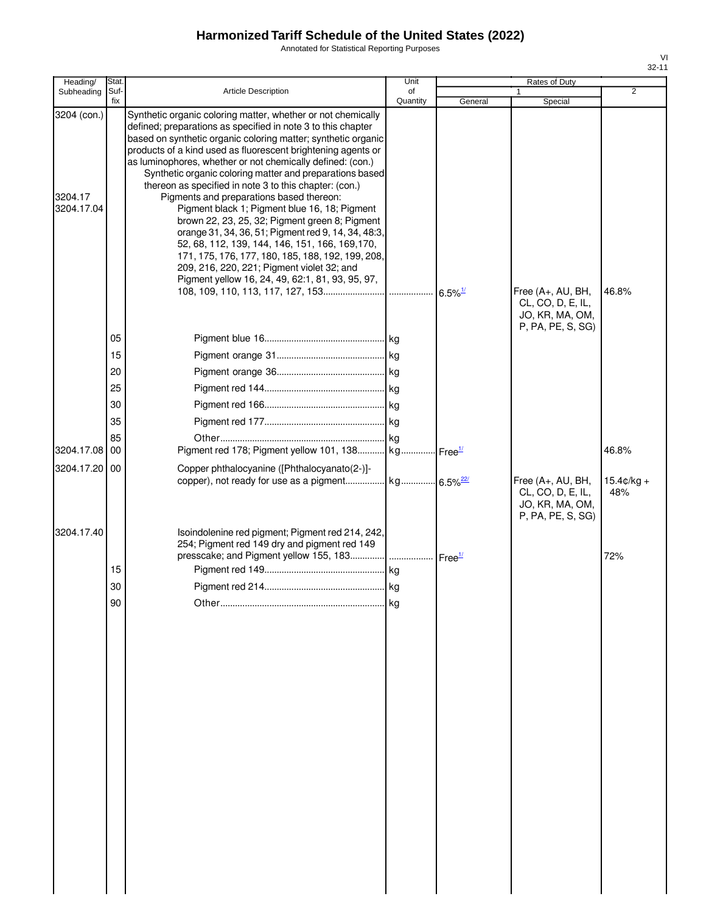# Harmonized Tariff Schedule of the United States (2022)

Annotated for Statistical Reporting Purposes

VI
32-11

| Heading/ Subheading | Stat. Suf- fix | Article Description | Unit of Quantity | Rates of Duty 1 General | Rates of Duty 1 Special | Rates of Duty 2 |
|---|---|---|---|---|---|---|
| 3204 (con.) | | Synthetic organic coloring matter, whether or not chemically defined; preparations as specified in note 3 to this chapter based on synthetic organic coloring matter; synthetic organic products of a kind used as fluorescent brightening agents or as luminophores, whether or not chemically defined: (con.) | | | | |
| | | Synthetic organic coloring matter and preparations based thereon as specified in note 3 to this chapter: (con.) | | | | |
| 3204.17 | | Pigments and preparations based thereon: | | | | |
| 3204.17.04 | | Pigment black 1; Pigment blue 16, 18; Pigment brown 22, 23, 25, 32; Pigment green 8; Pigment orange 31, 34, 36, 51; Pigment red 9, 14, 34, 48:3, 52, 68, 112, 139, 144, 146, 151, 166, 169,170, 171, 175, 176, 177, 180, 185, 188, 192, 199, 208, 209, 216, 220, 221; Pigment violet 32; and Pigment yellow 16, 24, 49, 62:1, 81, 93, 95, 97, 108, 109, 110, 113, 117, 127, 153 | | 6.5%[1/] | Free (A+, AU, BH, CL, CO, D, E, IL, JO, KR, MA, OM, P, PA, PE, S, SG) | 46.8% |
| | 05 | Pigment blue 16 | kg | | | |
| | 15 | Pigment orange 31 | kg | | | |
| | 20 | Pigment orange 36 | kg | | | |
| | 25 | Pigment red 144 | kg | | | |
| | 30 | Pigment red 166 | kg | | | |
| | 35 | Pigment red 177 | kg | | | |
| | 85 | Other | kg | | | |
| 3204.17.08 | 00 | Pigment red 178; Pigment yellow 101, 138 | kg | Free[1/] | | 46.8% |
| 3204.17.20 | 00 | Copper phthalocyanine ([Phthalocyanato(2-)]-copper), not ready for use as a pigment | kg | 6.5%[22/] | Free (A+, AU, BH, CL, CO, D, E, IL, JO, KR, MA, OM, P, PA, PE, S, SG) | 15.4¢/kg + 48% |
| 3204.17.40 | | Isoindolenine red pigment; Pigment red 214, 242, 254; Pigment red 149 dry and pigment red 149 presscake; and Pigment yellow 155, 183 | | Free[1/] | | 72% |
| | 15 | Pigment red 149 | kg | | | |
| | 30 | Pigment red 214 | kg | | | |
| | 90 | Other | kg | | | |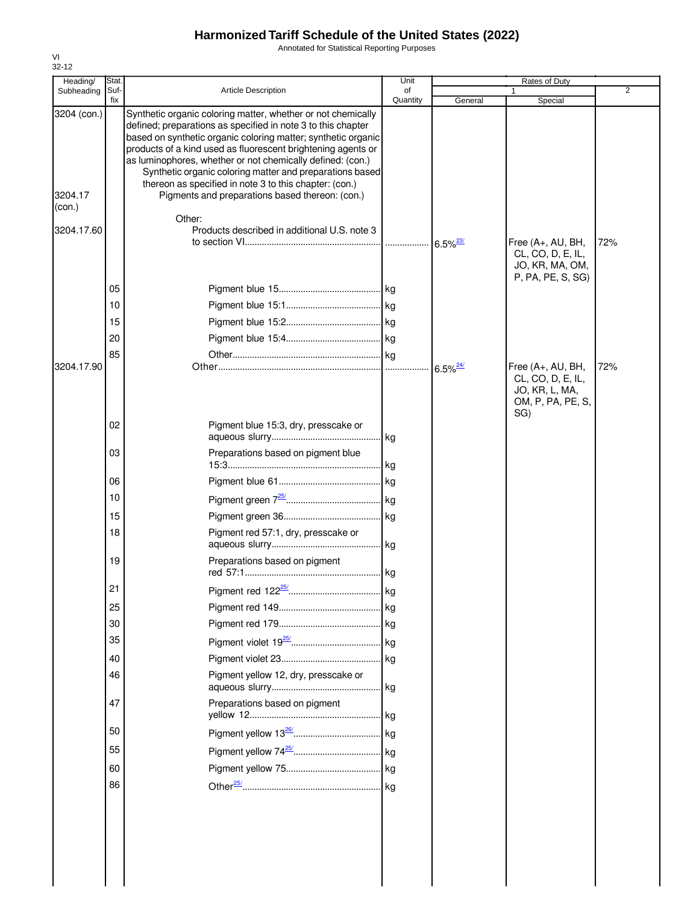# Harmonized Tariff Schedule of the United States (2022)

Annotated for Statistical Reporting Purposes

VI
32-12

| Heading/ Subheading | Stat. Suf- fix | Article Description | Unit of Quantity | Rates of Duty 1 General | Special | 2 |
|---|---|---|---|---|---|---|
| 3204 (con.) | | Synthetic organic coloring matter, whether or not chemically defined; preparations as specified in note 3 to this chapter based on synthetic organic coloring matter; synthetic organic products of a kind used as fluorescent brightening agents or as luminophores, whether or not chemically defined: (con.) | | | | |
| | | Synthetic organic coloring matter and preparations based thereon as specified in note 3 to this chapter: (con.) | | | | |
| 3204.17 (con.) | | Pigments and preparations based thereon: (con.) | | | | |
| | | Other: | | | | |
| 3204.17.60 | | Products described in additional U.S. note 3 to section VI | | 6.5%[23/] | Free (A+, AU, BH, CL, CO, D, E, IL, JO, KR, MA, OM, P, PA, PE, S, SG) | 72% |
| | 05 | Pigment blue 15 | kg | | | |
| | 10 | Pigment blue 15:1 | kg | | | |
| | 15 | Pigment blue 15:2 | kg | | | |
| | 20 | Pigment blue 15:4 | kg | | | |
| | 85 | Other | kg | | | |
| 3204.17.90 | | Other | | 6.5%[24/] | Free (A+, AU, BH, CL, CO, D, E, IL, JO, KR, L, MA, OM, P, PA, PE, S, SG) | 72% |
| | 02 | Pigment blue 15:3, dry, presscake or aqueous slurry | kg | | | |
| | 03 | Preparations based on pigment blue 15:3 | kg | | | |
| | 06 | Pigment blue 61 | kg | | | |
| | 10 | Pigment green 7[25/] | kg | | | |
| | 15 | Pigment green 36 | kg | | | |
| | 18 | Pigment red 57:1, dry, presscake or aqueous slurry | kg | | | |
| | 19 | Preparations based on pigment red 57:1 | kg | | | |
| | 21 | Pigment red 122[25/] | kg | | | |
| | 25 | Pigment red 149 | kg | | | |
| | 30 | Pigment red 179 | kg | | | |
| | 35 | Pigment violet 19[25/] | kg | | | |
| | 40 | Pigment violet 23 | kg | | | |
| | 46 | Pigment yellow 12, dry, presscake or aqueous slurry | kg | | | |
| | 47 | Preparations based on pigment yellow 12 | kg | | | |
| | 50 | Pigment yellow 13[26/] | kg | | | |
| | 55 | Pigment yellow 74[25/] | kg | | | |
| | 60 | Pigment yellow 75 | kg | | | |
| | 86 | Other[25/] | kg | | | |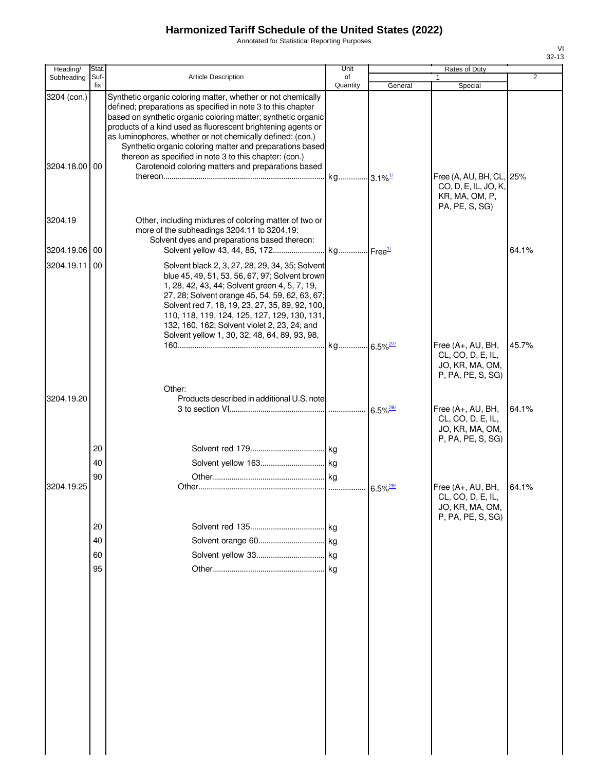# Harmonized Tariff Schedule of the United States (2022)

Annotated for Statistical Reporting Purposes

| Heading/ Subheading | Stat. Suf- fix | Article Description | Unit of Quantity | Rates of Duty 1 General | Special | 2 |
|---|---|---|---|---|---|---|
| 3204 (con.) | | Synthetic organic coloring matter, whether or not chemically defined; preparations as specified in note 3 to this chapter based on synthetic organic coloring matter; synthetic organic products of a kind used as fluorescent brightening agents or as luminophores, whether or not chemically defined: (con.) | | | | |
| | | Synthetic organic coloring matter and preparations based thereon as specified in note 3 to this chapter: (con.) | | | | |
| 3204.18.00 | 00 | Carotenoid coloring matters and preparations based thereon | kg | 3.1%[1/] | Free (A, AU, BH, CL, CO, D, E, IL, JO, K, KR, MA, OM, P, PA, PE, S, SG) | 25% |
| 3204.19 | | Other, including mixtures of coloring matter of two or more of the subheadings 3204.11 to 3204.19: | | | | |
| | | Solvent dyes and preparations based thereon: | | | | |
| 3204.19.06 | 00 | Solvent yellow 43, 44, 85, 172 | kg | Free[1/] | | 64.1% |
| 3204.19.11 | 00 | Solvent black 2, 3, 27, 28, 29, 34, 35; Solvent blue 45, 49, 51, 53, 56, 67, 97; Solvent brown 1, 28, 42, 43, 44; Solvent green 4, 5, 7, 19, 27, 28; Solvent orange 45, 54, 59, 62, 63, 67; Solvent red 7, 18, 19, 23, 27, 35, 89, 92, 100, 110, 118, 119, 124, 125, 127, 129, 130, 131, 132, 160, 162; Solvent violet 2, 23, 24; and Solvent yellow 1, 30, 32, 48, 64, 89, 93, 98, 160 | kg | 6.5%[27/] | Free (A+, AU, BH, CL, CO, D, E, IL, JO, KR, MA, OM, P, PA, PE, S, SG) | 45.7% |
| | | Other: | | | | |
| 3204.19.20 | | Products described in additional U.S. note 3 to section VI | | 6.5%[28/] | Free (A+, AU, BH, CL, CO, D, E, IL, JO, KR, MA, OM, P, PA, PE, S, SG) | 64.1% |
| | 20 | Solvent red 179 | kg | | | |
| | 40 | Solvent yellow 163 | kg | | | |
| | 90 | Other | kg | | | |
| 3204.19.25 | | Other | | 6.5%[29/] | Free (A+, AU, BH, CL, CO, D, E, IL, JO, KR, MA, OM, P, PA, PE, S, SG) | 64.1% |
| | 20 | Solvent red 135 | kg | | | |
| | 40 | Solvent orange 60 | kg | | | |
| | 60 | Solvent yellow 33 | kg | | | |
| | 95 | Other | kg | | | |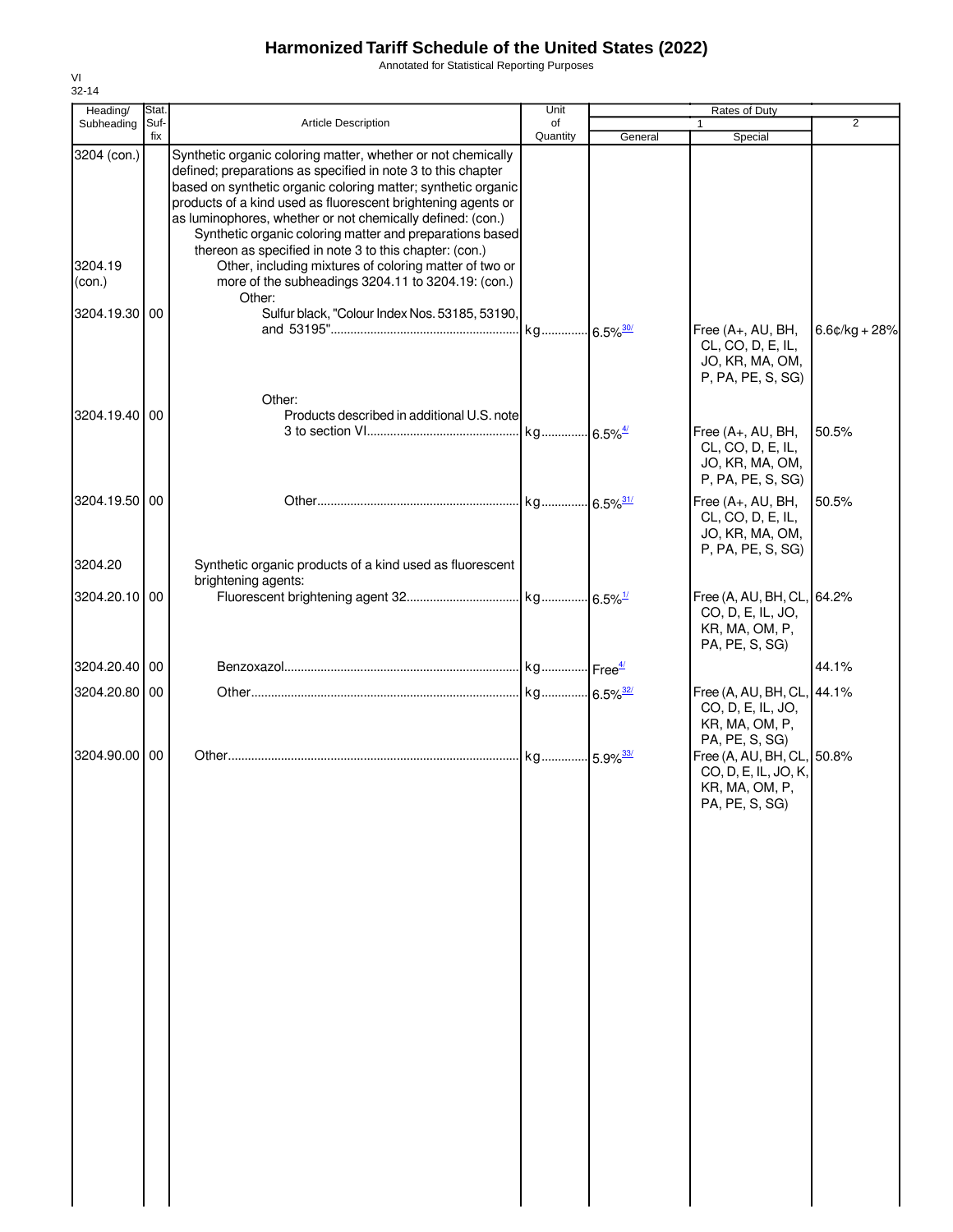# Harmonized Tariff Schedule of the United States (2022)

Annotated for Statistical Reporting Purposes

VI
32-14

| Heading/ Subheading | Stat. Suf- fix | Article Description | Unit of Quantity | Rates of Duty 1 General | Rates of Duty 1 Special | Rates of Duty 2 |
|---|---|---|---|---|---|---|
| 3204 (con.) | | Synthetic organic coloring matter, whether or not chemically defined; preparations as specified in note 3 to this chapter based on synthetic organic coloring matter; synthetic organic products of a kind used as fluorescent brightening agents or as luminophores, whether or not chemically defined: (con.) | | | | |
| | | Synthetic organic coloring matter and preparations based thereon as specified in note 3 to this chapter: (con.) | | | | |
| 3204.19 (con.) | | Other, including mixtures of coloring matter of two or more of the subheadings 3204.11 to 3204.19: (con.) | | | | |
| | | Other: | | | | |
| 3204.19.30 | 00 | Sulfur black, "Colour Index Nos. 53185, 53190, and 53195" | kg | 6.5%[30/] | Free (A+, AU, BH, CL, CO, D, E, IL, JO, KR, MA, OM, P, PA, PE, S, SG) | 6.6¢/kg + 28% |
| | | Other: | | | | |
| 3204.19.40 | 00 | Products described in additional U.S. note 3 to section VI | kg | 6.5%[4/] | Free (A+, AU, BH, CL, CO, D, E, IL, JO, KR, MA, OM, P, PA, PE, S, SG) | 50.5% |
| 3204.19.50 | 00 | Other | kg | 6.5%[31/] | Free (A+, AU, BH, CL, CO, D, E, IL, JO, KR, MA, OM, P, PA, PE, S, SG) | 50.5% |
| 3204.20 | | Synthetic organic products of a kind used as fluorescent brightening agents: | | | | |
| 3204.20.10 | 00 | Fluorescent brightening agent 32 | kg | 6.5%[1/] | Free (A, AU, BH, CL, CO, D, E, IL, JO, KR, MA, OM, P, PA, PE, S, SG) | 64.2% |
| 3204.20.40 | 00 | Benzoxazol | kg | Free[4/] | | 44.1% |
| 3204.20.80 | 00 | Other | kg | 6.5%[32/] | Free (A, AU, BH, CL, CO, D, E, IL, JO, KR, MA, OM, P, PA, PE, S, SG) | 44.1% |
| 3204.90.00 | 00 | Other | kg | 5.9%[33/] | Free (A, AU, BH, CL, CO, D, E, IL, JO, K, KR, MA, OM, P, PA, PE, S, SG) | 50.8% |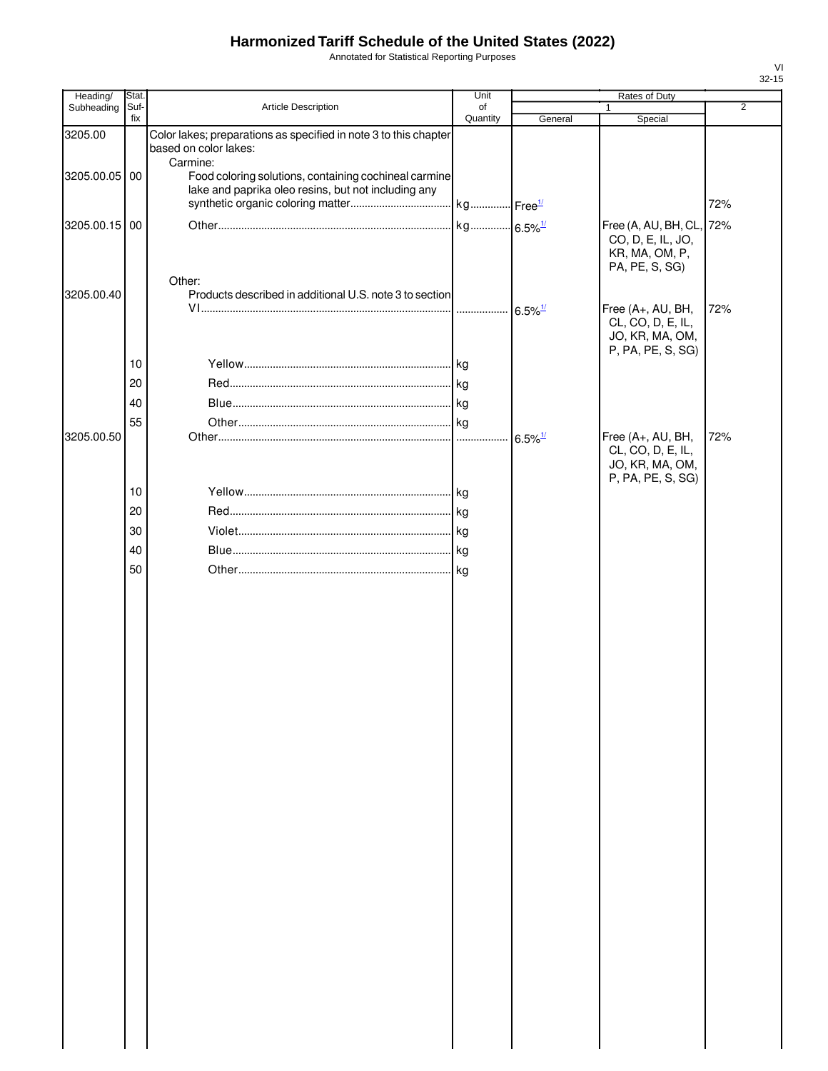# Harmonized Tariff Schedule of the United States (2022)

Annotated for Statistical Reporting Purposes

| Heading/ Subheading | Stat. Suf- fix | Article Description | Unit of Quantity | Rates of Duty 1 General | Rates of Duty 1 Special | Rates of Duty 2 |
|---|---|---|---|---|---|---|
| 3205.00 | | Color lakes; preparations as specified in note 3 to this chapter based on color lakes: | | | | |
| | | Carmine: | | | | |
| 3205.00.05 | 00 | Food coloring solutions, containing cochineal carmine lake and paprika oleo resins, but not including any synthetic organic coloring matter | kg | Free[1/] | | 72% |
| 3205.00.15 | 00 | Other | kg | 6.5%[1/] | Free (A, AU, BH, CL, CO, D, E, IL, JO, KR, MA, OM, P, PA, PE, S, SG) | 72% |
| | | Other: | | | | |
| 3205.00.40 | | Products described in additional U.S. note 3 to section VI | | 6.5%[1/] | Free (A+, AU, BH, CL, CO, D, E, IL, JO, KR, MA, OM, P, PA, PE, S, SG) | 72% |
| | 10 | Yellow | kg | | | |
| | 20 | Red | kg | | | |
| | 40 | Blue | kg | | | |
| | 55 | Other | kg | | | |
| 3205.00.50 | | Other | | 6.5%[1/] | Free (A+, AU, BH, CL, CO, D, E, IL, JO, KR, MA, OM, P, PA, PE, S, SG) | 72% |
| | 10 | Yellow | kg | | | |
| | 20 | Red | kg | | | |
| | 30 | Violet | kg | | | |
| | 40 | Blue | kg | | | |
| | 50 | Other | kg | | | |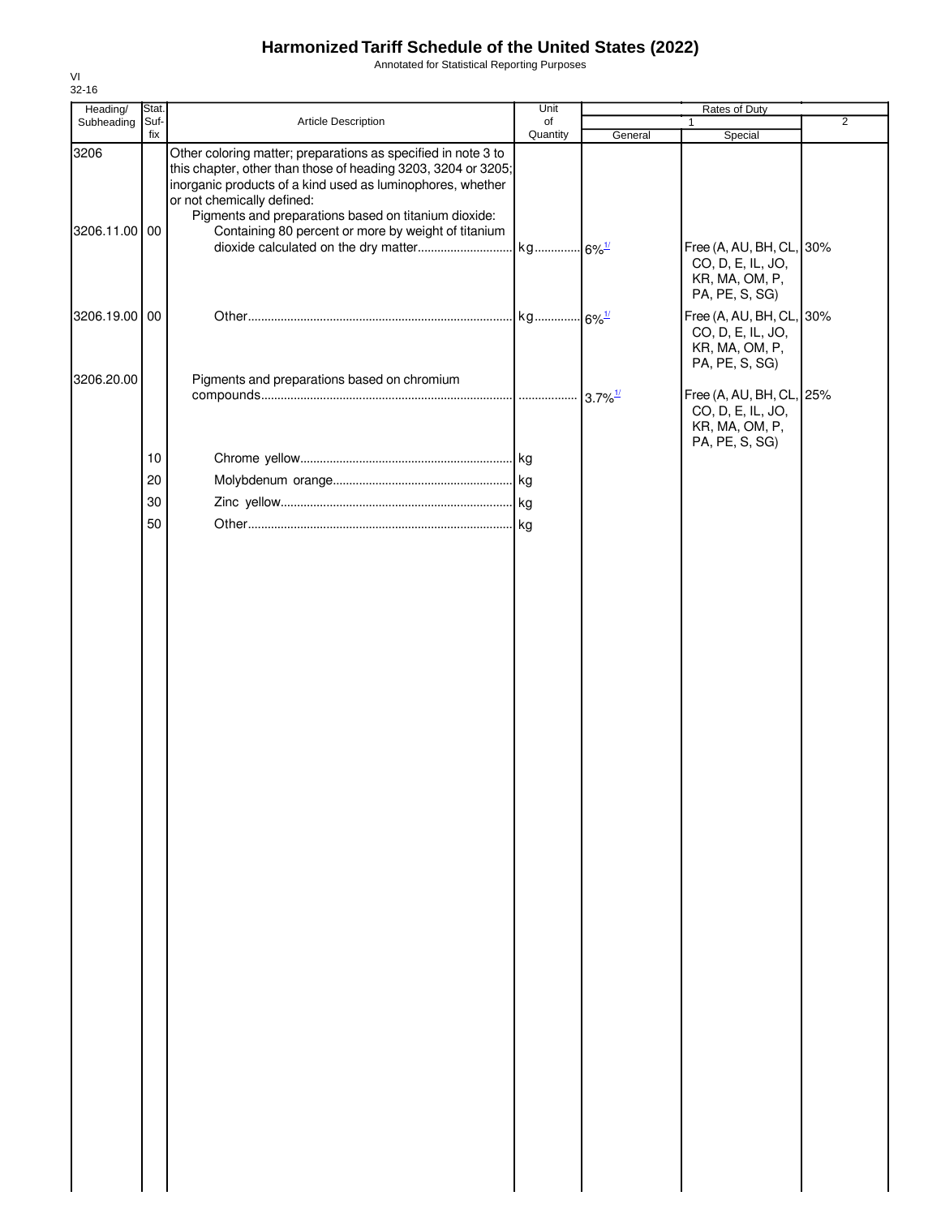# Harmonized Tariff Schedule of the United States (2022)

Annotated for Statistical Reporting Purposes

VI
32-16

| Heading/ Subheading | Stat. Suf- fix | Article Description | Unit of Quantity | Rates of Duty 1 General | Rates of Duty 1 Special | Rates of Duty 2 |
|---|---|---|---|---|---|---|
| 3206 | | Other coloring matter; preparations as specified in note 3 to this chapter, other than those of heading 3203, 3204 or 3205; inorganic products of a kind used as luminophores, whether or not chemically defined: | | | | |
| | | Pigments and preparations based on titanium dioxide: | | | | |
| 3206.11.00 | 00 | Containing 80 percent or more by weight of titanium dioxide calculated on the dry matter | kg | 6% [1/] | Free (A, AU, BH, CL, CO, D, E, IL, JO, KR, MA, OM, P, PA, PE, S, SG) | 30% |
| 3206.19.00 | 00 | Other | kg | 6% [1/] | Free (A, AU, BH, CL, CO, D, E, IL, JO, KR, MA, OM, P, PA, PE, S, SG) | 30% |
| 3206.20.00 | | Pigments and preparations based on chromium compounds | | 3.7% [1/] | Free (A, AU, BH, CL, CO, D, E, IL, JO, KR, MA, OM, P, PA, PE, S, SG) | 25% |
| | 10 | Chrome yellow | kg | | | |
| | 20 | Molybdenum orange | kg | | | |
| | 30 | Zinc yellow | kg | | | |
| | 50 | Other | kg | | | |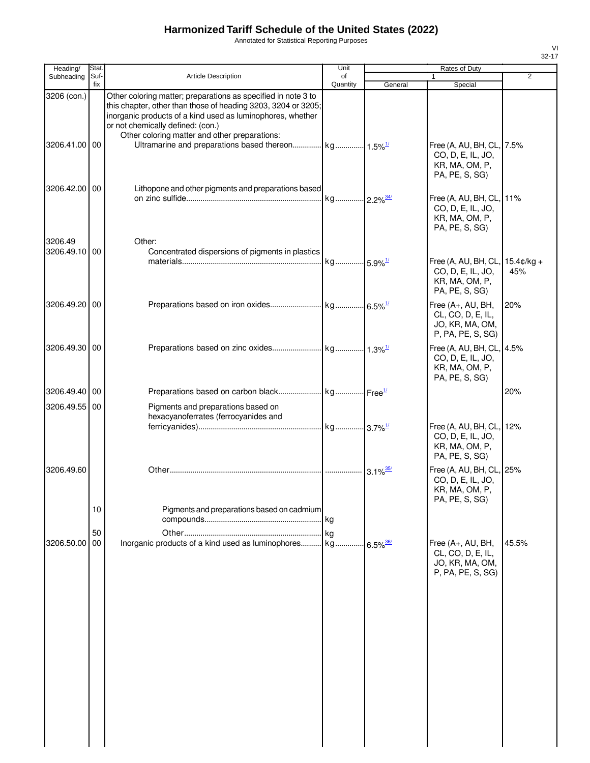# Harmonized Tariff Schedule of the United States (2022)

Annotated for Statistical Reporting Purposes

VI
32-17

| Heading/ Subheading | Stat. Suf- fix | Article Description | Unit of Quantity | Rates of Duty 1 General | Rates of Duty 1 Special | Rates of Duty 2 |
|---|---|---|---|---|---|---|
| 3206 (con.) | | Other coloring matter; preparations as specified in note 3 to this chapter, other than those of heading 3203, 3204 or 3205; inorganic products of a kind used as luminophores, whether or not chemically defined: (con.) | | | | |
| | | Other coloring matter and other preparations: | | | | |
| 3206.41.00 | 00 | Ultramarine and preparations based thereon | kg | 1.5%[1/] | Free (A, AU, BH, CL, CO, D, E, IL, JO, KR, MA, OM, P, PA, PE, S, SG) | 7.5% |
| 3206.42.00 | 00 | Lithopone and other pigments and preparations based on zinc sulfide | kg | 2.2%[34/] | Free (A, AU, BH, CL, CO, D, E, IL, JO, KR, MA, OM, P, PA, PE, S, SG) | 11% |
| 3206.49 | | Other: | | | | |
| 3206.49.10 | 00 | Concentrated dispersions of pigments in plastics materials | kg | 5.9%[1/] | Free (A, AU, BH, CL, CO, D, E, IL, JO, KR, MA, OM, P, PA, PE, S, SG) | 15.4¢/kg + 45% |
| 3206.49.20 | 00 | Preparations based on iron oxides | kg | 6.5%[1/] | Free (A+, AU, BH, CL, CO, D, E, IL, JO, KR, MA, OM, P, PA, PE, S, SG) | 20% |
| 3206.49.30 | 00 | Preparations based on zinc oxides | kg | 1.3%[1/] | Free (A, AU, BH, CL, CO, D, E, IL, JO, KR, MA, OM, P, PA, PE, S, SG) | 4.5% |
| 3206.49.40 | 00 | Preparations based on carbon black | kg | Free[1/] | | 20% |
| 3206.49.55 | 00 | Pigments and preparations based on hexacyanoferrates (ferrocyanides and ferricyanides) | kg | 3.7%[1/] | Free (A, AU, BH, CL, CO, D, E, IL, JO, KR, MA, OM, P, PA, PE, S, SG) | 12% |
| 3206.49.60 | | Other | | 3.1%[35/] | Free (A, AU, BH, CL, CO, D, E, IL, JO, KR, MA, OM, P, PA, PE, S, SG) | 25% |
| | 10 | Pigments and preparations based on cadmium compounds | kg | | | |
| | 50 | Other | kg | | | |
| 3206.50.00 | 00 | Inorganic products of a kind used as luminophores | kg | 6.5%[36/] | Free (A+, AU, BH, CL, CO, D, E, IL, JO, KR, MA, OM, P, PA, PE, S, SG) | 45.5% |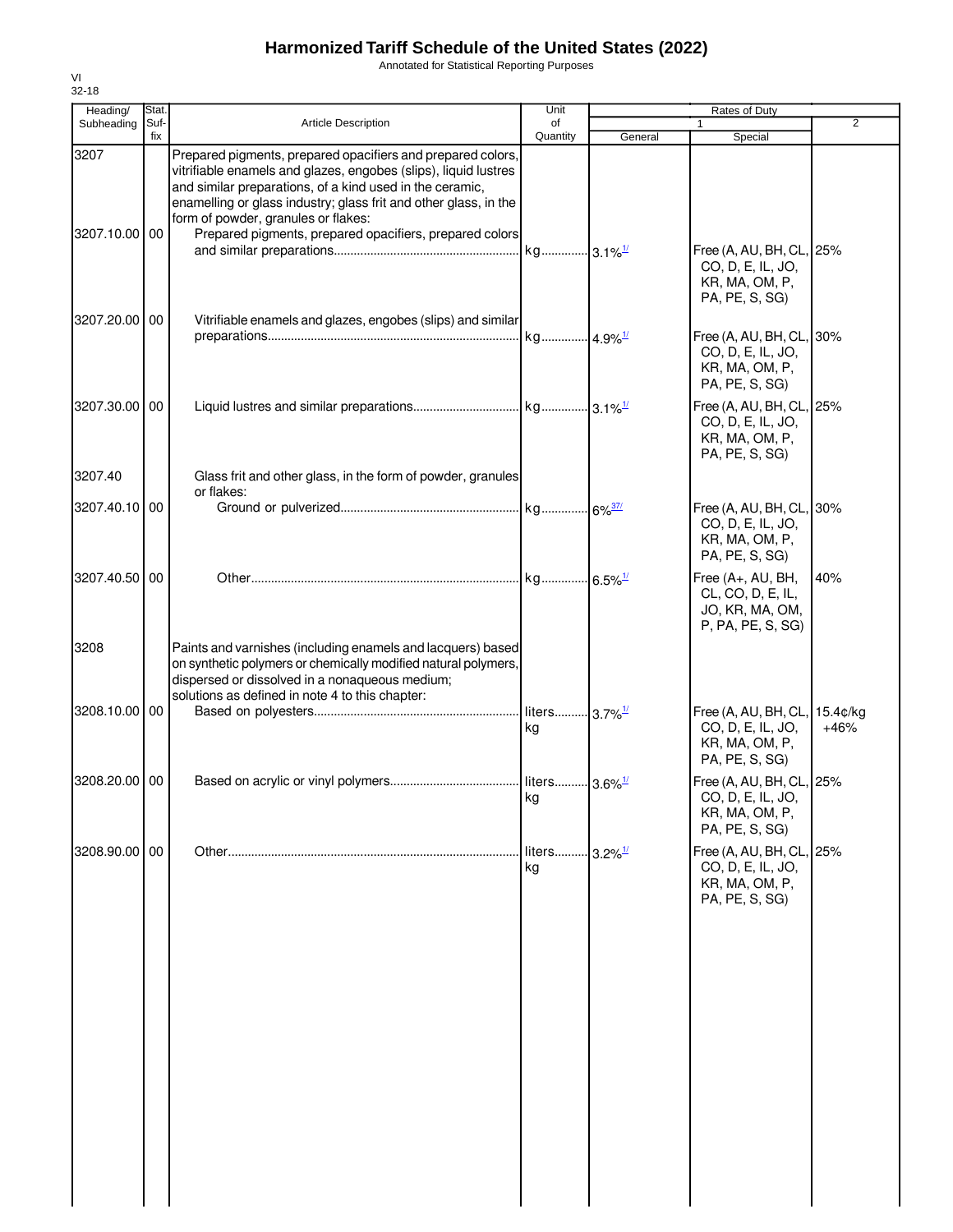# Harmonized Tariff Schedule of the United States (2022)

Annotated for Statistical Reporting Purposes

VI
32-18

| Heading/ Subheading | Stat. Suf- fix | Article Description | Unit of Quantity | Rates of Duty 1 General | Special | 2 |
|---|---|---|---|---|---|---|
| 3207 | | Prepared pigments, prepared opacifiers and prepared colors, vitrifiable enamels and glazes, engobes (slips), liquid lustres and similar preparations, of a kind used in the ceramic, enamelling or glass industry; glass frit and other glass, in the form of powder, granules or flakes: | | | | |
| 3207.10.00 | 00 | Prepared pigments, prepared opacifiers, prepared colors and similar preparations | kg | 3.1%[1/] | Free (A, AU, BH, CL, CO, D, E, IL, JO, KR, MA, OM, P, PA, PE, S, SG) | 25% |
| 3207.20.00 | 00 | Vitrifiable enamels and glazes, engobes (slips) and similar preparations | kg | 4.9%[1/] | Free (A, AU, BH, CL, CO, D, E, IL, JO, KR, MA, OM, P, PA, PE, S, SG) | 30% |
| 3207.30.00 | 00 | Liquid lustres and similar preparations | kg | 3.1%[1/] | Free (A, AU, BH, CL, CO, D, E, IL, JO, KR, MA, OM, P, PA, PE, S, SG) | 25% |
| 3207.40 | | Glass frit and other glass, in the form of powder, granules or flakes: | | | | |
| 3207.40.10 | 00 | Ground or pulverized | kg | 6%[37/] | Free (A, AU, BH, CL, CO, D, E, IL, JO, KR, MA, OM, P, PA, PE, S, SG) | 30% |
| 3207.40.50 | 00 | Other | kg | 6.5%[1/] | Free (A+, AU, BH, CL, CO, D, E, IL, JO, KR, MA, OM, P, PA, PE, S, SG) | 40% |
| 3208 | | Paints and varnishes (including enamels and lacquers) based on synthetic polymers or chemically modified natural polymers, dispersed or dissolved in a nonaqueous medium; solutions as defined in note 4 to this chapter: | | | | |
| 3208.10.00 | 00 | Based on polyesters | liters kg | 3.7%[1/] | Free (A, AU, BH, CL, CO, D, E, IL, JO, KR, MA, OM, P, PA, PE, S, SG) | 15.4¢/kg +46% |
| 3208.20.00 | 00 | Based on acrylic or vinyl polymers | liters kg | 3.6%[1/] | Free (A, AU, BH, CL, CO, D, E, IL, JO, KR, MA, OM, P, PA, PE, S, SG) | 25% |
| 3208.90.00 | 00 | Other | liters kg | 3.2%[1/] | Free (A, AU, BH, CL, CO, D, E, IL, JO, KR, MA, OM, P, PA, PE, S, SG) | 25% |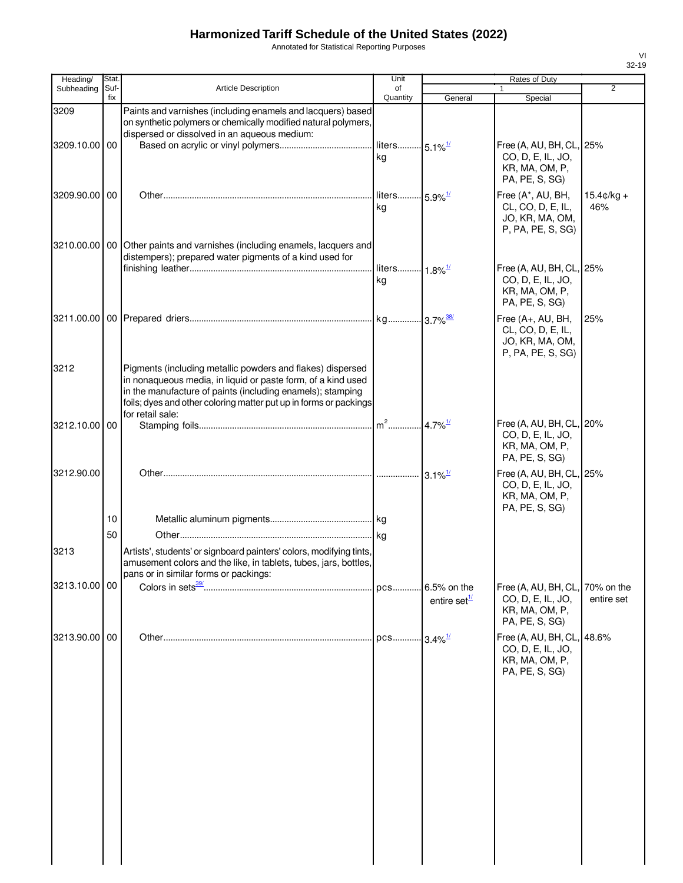# Harmonized Tariff Schedule of the United States (2022)

Annotated for Statistical Reporting Purposes

| Heading/ Subheading | Stat. Suf- fix | Article Description | Unit of Quantity | Rates of Duty 1 General | Special | 2 |
|---|---|---|---|---|---|---|
| 3209 | | Paints and varnishes (including enamels and lacquers) based on synthetic polymers or chemically modified natural polymers, dispersed or dissolved in an aqueous medium: | | | | |
| 3209.10.00 | 00 | Based on acrylic or vinyl polymers | liters kg | 5.1%[1/] | Free (A, AU, BH, CL, CO, D, E, IL, JO, KR, MA, OM, P, PA, PE, S, SG) | 25% |
| 3209.90.00 | 00 | Other | liters kg | 5.9%[1/] | Free (A*, AU, BH, CL, CO, D, E, IL, JO, KR, MA, OM, P, PA, PE, S, SG) | 15.4¢/kg + 46% |
| 3210.00.00 | 00 | Other paints and varnishes (including enamels, lacquers and distempers); prepared water pigments of a kind used for finishing leather | liters kg | 1.8%[1/] | Free (A, AU, BH, CL, CO, D, E, IL, JO, KR, MA, OM, P, PA, PE, S, SG) | 25% |
| 3211.00.00 | 00 | Prepared driers | kg | 3.7%[38/] | Free (A+, AU, BH, CL, CO, D, E, IL, JO, KR, MA, OM, P, PA, PE, S, SG) | 25% |
| 3212 | | Pigments (including metallic powders and flakes) dispersed in nonaqueous media, in liquid or paste form, of a kind used in the manufacture of paints (including enamels); stamping foils; dyes and other coloring matter put up in forms or packings for retail sale: | | | | |
| 3212.10.00 | 00 | Stamping foils | $m^2$ | 4.7%[1/] | Free (A, AU, BH, CL, CO, D, E, IL, JO, KR, MA, OM, P, PA, PE, S, SG) | 20% |
| 3212.90.00 | | Other | | 3.1%[1/] | Free (A, AU, BH, CL, CO, D, E, IL, JO, KR, MA, OM, P, PA, PE, S, SG) | 25% |
| | 10 | Metallic aluminum pigments | kg | | | |
| | 50 | Other | kg | | | |
| 3213 | | Artists', students' or signboard painters' colors, modifying tints, amusement colors and the like, in tablets, tubes, jars, bottles, pans or in similar forms or packings: | | | | |
| 3213.10.00 | 00 | Colors in sets[39/] | pcs | 6.5% on the entire set[1/] | Free (A, AU, BH, CL, CO, D, E, IL, JO, KR, MA, OM, P, PA, PE, S, SG) | 70% on the entire set |
| 3213.90.00 | 00 | Other | pcs | 3.4%[1/] | Free (A, AU, BH, CL, CO, D, E, IL, JO, KR, MA, OM, P, PA, PE, S, SG) | 48.6% |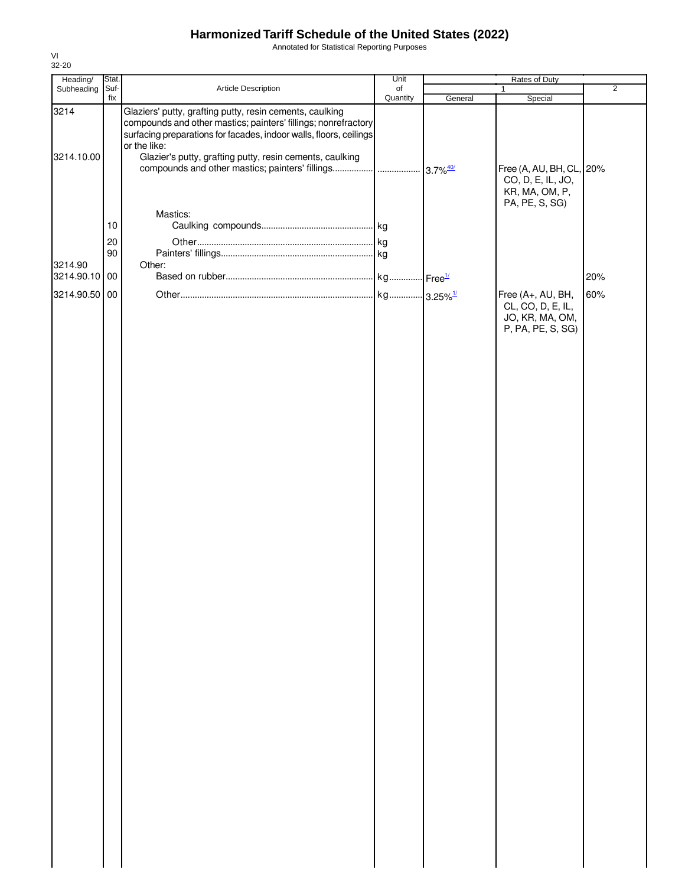# Harmonized Tariff Schedule of the United States (2022)

Annotated for Statistical Reporting Purposes

VI
32-20

| Heading/ Subheading | Stat. Suf- fix | Article Description | Unit of Quantity | Rates of Duty 1 General | Special | 2 |
|---|---|---|---|---|---|---|
| 3214 | | Glaziers' putty, grafting putty, resin cements, caulking compounds and other mastics; painters' fillings; nonrefractory surfacing preparations for facades, indoor walls, floors, ceilings or the like: | | | | |
| 3214.10.00 | | Glazier's putty, grafting putty, resin cements, caulking compounds and other mastics; painters' fillings | | 3.7%[40/] | Free (A, AU, BH, CL, CO, D, E, IL, JO, KR, MA, OM, P, PA, PE, S, SG) | 20% |
| | | Mastics: | | | | |
| | 10 | Caulking compounds | kg | | | |
| | 20 | Other | kg | | | |
| | 90 | Painters' fillings | kg | | | |
| 3214.90 | | Other: | | | | |
| 3214.90.10 | 00 | Based on rubber | kg | Free[1/] | | 20% |
| 3214.90.50 | 00 | Other | kg | 3.25%[1/] | Free (A+, AU, BH, CL, CO, D, E, IL, JO, KR, MA, OM, P, PA, PE, S, SG) | 60% |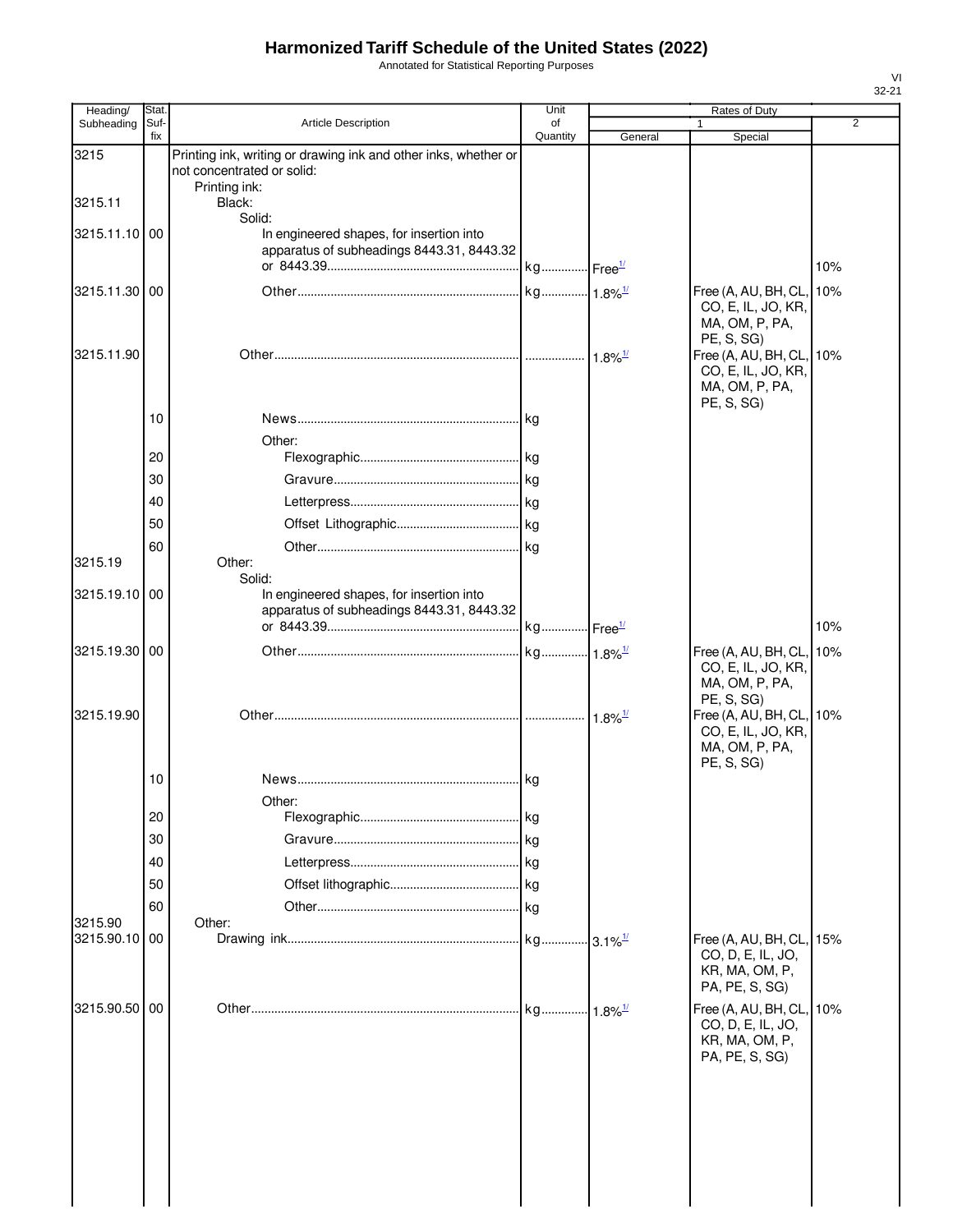# Harmonized Tariff Schedule of the United States (2022)

Annotated for Statistical Reporting Purposes

| Heading/ Subheading | Stat. Suf-fix | Article Description | Unit of Quantity | Rates of Duty 1 General | Rates of Duty 1 Special | Rates of Duty 2 |
|---|---|---|---|---|---|---|
| 3215 | | Printing ink, writing or drawing ink and other inks, whether or not concentrated or solid: | | | | |
| | | Printing ink: | | | | |
| 3215.11 | | Black: | | | | |
| | | Solid: | | | | |
| 3215.11.10 | 00 | In engineered shapes, for insertion into apparatus of subheadings 8443.31, 8443.32 or 8443.39 | kg | Free[1/] | | 10% |
| 3215.11.30 | 00 | Other | kg | 1.8%[1/] | Free (A, AU, BH, CL, CO, E, IL, JO, KR, MA, OM, P, PA, PE, S, SG) | 10% |
| 3215.11.90 | | Other | | 1.8%[1/] | Free (A, AU, BH, CL, CO, E, IL, JO, KR, MA, OM, P, PA, PE, S, SG) | 10% |
| | 10 | News | kg | | | |
| | | Other: | | | | |
| | 20 | Flexographic | kg | | | |
| | 30 | Gravure | kg | | | |
| | 40 | Letterpress | kg | | | |
| | 50 | Offset Lithographic | kg | | | |
| | 60 | Other | kg | | | |
| 3215.19 | | Other: | | | | |
| | | Solid: | | | | |
| 3215.19.10 | 00 | In engineered shapes, for insertion into apparatus of subheadings 8443.31, 8443.32 or 8443.39 | kg | Free[1/] | | 10% |
| 3215.19.30 | 00 | Other | kg | 1.8%[1/] | Free (A, AU, BH, CL, CO, E, IL, JO, KR, MA, OM, P, PA, PE, S, SG) | 10% |
| 3215.19.90 | | Other | | 1.8%[1/] | Free (A, AU, BH, CL, CO, E, IL, JO, KR, MA, OM, P, PA, PE, S, SG) | 10% |
| | 10 | News | kg | | | |
| | | Other: | | | | |
| | 20 | Flexographic | kg | | | |
| | 30 | Gravure | kg | | | |
| | 40 | Letterpress | kg | | | |
| | 50 | Offset lithographic | kg | | | |
| | 60 | Other | kg | | | |
| 3215.90 | | Other: | | | | |
| 3215.90.10 | 00 | Drawing ink | kg | 3.1%[1/] | Free (A, AU, BH, CL, CO, D, E, IL, JO, KR, MA, OM, P, PA, PE, S, SG) | 15% |
| 3215.90.50 | 00 | Other | kg | 1.8%[1/] | Free (A, AU, BH, CL, CO, D, E, IL, JO, KR, MA, OM, P, PA, PE, S, SG) | 10% |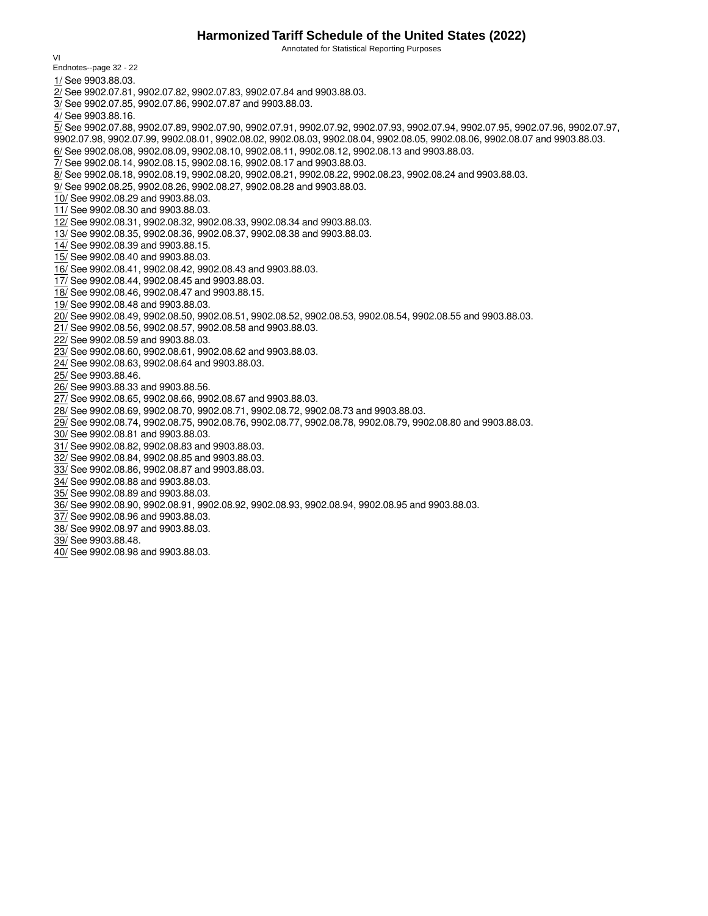VI

Endnotes--page 32 - 22

1/ See 9903.88.03.

2/ See 9902.07.81, 9902.07.82, 9902.07.83, 9902.07.84 and 9903.88.03.

3/ See 9902.07.85, 9902.07.86, 9902.07.87 and 9903.88.03.

4/ See 9903.88.16.

5/ See 9902.07.88, 9902.07.89, 9902.07.90, 9902.07.91, 9902.07.92, 9902.07.93, 9902.07.94, 9902.07.95, 9902.07.96, 9902.07.97, 9902.07.98, 9902.07.99, 9902.08.01, 9902.08.02, 9902.08.03, 9902.08.04, 9902.08.05, 9902.08.06, 9902.08.07 and 9903.88.03.

6/ See 9902.08.08, 9902.08.09, 9902.08.10, 9902.08.11, 9902.08.12, 9902.08.13 and 9903.88.03.

7/ See 9902.08.14, 9902.08.15, 9902.08.16, 9902.08.17 and 9903.88.03.

8/ See 9902.08.18, 9902.08.19, 9902.08.20, 9902.08.21, 9902.08.22, 9902.08.23, 9902.08.24 and 9903.88.03.

9/ See 9902.08.25, 9902.08.26, 9902.08.27, 9902.08.28 and 9903.88.03.

10/ See 9902.08.29 and 9903.88.03.

11/ See 9902.08.30 and 9903.88.03.

12/ See 9902.08.31, 9902.08.32, 9902.08.33, 9902.08.34 and 9903.88.03.

13/ See 9902.08.35, 9902.08.36, 9902.08.37, 9902.08.38 and 9903.88.03.

14/ See 9902.08.39 and 9903.88.15.

15/ See 9902.08.40 and 9903.88.03.

16/ See 9902.08.41, 9902.08.42, 9902.08.43 and 9903.88.03.

17/ See 9902.08.44, 9902.08.45 and 9903.88.03.

18/ See 9902.08.46, 9902.08.47 and 9903.88.15.

19/ See 9902.08.48 and 9903.88.03.

20/ See 9902.08.49, 9902.08.50, 9902.08.51, 9902.08.52, 9902.08.53, 9902.08.54, 9902.08.55 and 9903.88.03.

21/ See 9902.08.56, 9902.08.57, 9902.08.58 and 9903.88.03.

22/ See 9902.08.59 and 9903.88.03.

23/ See 9902.08.60, 9902.08.61, 9902.08.62 and 9903.88.03.

24/ See 9902.08.63, 9902.08.64 and 9903.88.03.

25/ See 9903.88.46.

26/ See 9903.88.33 and 9903.88.56.

27/ See 9902.08.65, 9902.08.66, 9902.08.67 and 9903.88.03.

28/ See 9902.08.69, 9902.08.70, 9902.08.71, 9902.08.72, 9902.08.73 and 9903.88.03.

29/ See 9902.08.74, 9902.08.75, 9902.08.76, 9902.08.77, 9902.08.78, 9902.08.79, 9902.08.80 and 9903.88.03.

30/ See 9902.08.81 and 9903.88.03.

31/ See 9902.08.82, 9902.08.83 and 9903.88.03.

32/ See 9902.08.84, 9902.08.85 and 9903.88.03.

33/ See 9902.08.86, 9902.08.87 and 9903.88.03.

34/ See 9902.08.88 and 9903.88.03.

35/ See 9902.08.89 and 9903.88.03.

36/ See 9902.08.90, 9902.08.91, 9902.08.92, 9902.08.93, 9902.08.94, 9902.08.95 and 9903.88.03.

37/ See 9902.08.96 and 9903.88.03.

38/ See 9902.08.97 and 9903.88.03.

39/ See 9903.88.48.

40/ See 9902.08.98 and 9903.88.03.